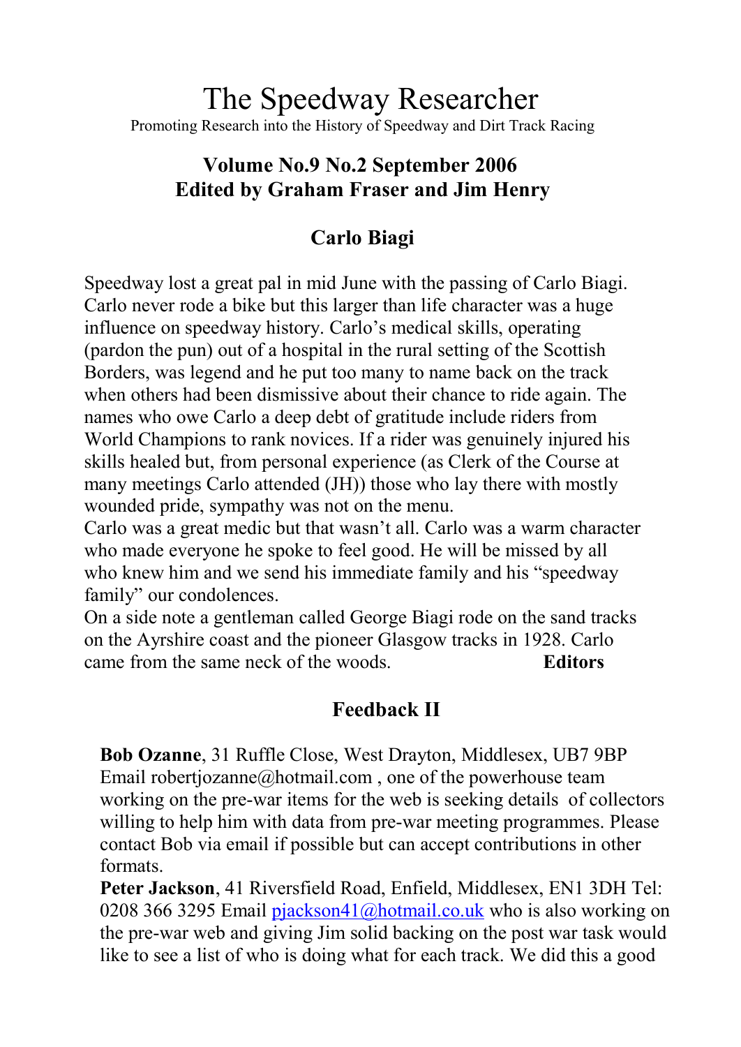# The Speedway Researcher

Promoting Research into the History of Speedway and Dirt Track Racing

**Volume No.9 No.2 September 2006**
**Edited by Graham Fraser and Jim Henry**

## Carlo Biagi

Speedway lost a great pal in mid June with the passing of Carlo Biagi. Carlo never rode a bike but this larger than life character was a huge influence on speedway history. Carlo's medical skills, operating (pardon the pun) out of a hospital in the rural setting of the Scottish Borders, was legend and he put too many to name back on the track when others had been dismissive about their chance to ride again. The names who owe Carlo a deep debt of gratitude include riders from World Champions to rank novices. If a rider was genuinely injured his skills healed but, from personal experience (as Clerk of the Course at many meetings Carlo attended (JH)) those who lay there with mostly wounded pride, sympathy was not on the menu.

Carlo was a great medic but that wasn't all. Carlo was a warm character who made everyone he spoke to feel good. He will be missed by all who knew him and we send his immediate family and his "speedway family" our condolences.

On a side note a gentleman called George Biagi rode on the sand tracks on the Ayrshire coast and the pioneer Glasgow tracks in 1928. Carlo came from the same neck of the woods. **Editors**

## Feedback II

**Bob Ozanne**, 31 Ruffle Close, West Drayton, Middlesex, UB7 9BP Email robertjozanne@hotmail.com , one of the powerhouse team working on the pre-war items for the web is seeking details of collectors willing to help him with data from pre-war meeting programmes. Please contact Bob via email if possible but can accept contributions in other formats.

**Peter Jackson**, 41 Riversfield Road, Enfield, Middlesex, EN1 3DH Tel: 0208 366 3295 Email pjackson41@hotmail.co.uk who is also working on the pre-war web and giving Jim solid backing on the post war task would like to see a list of who is doing what for each track. We did this a good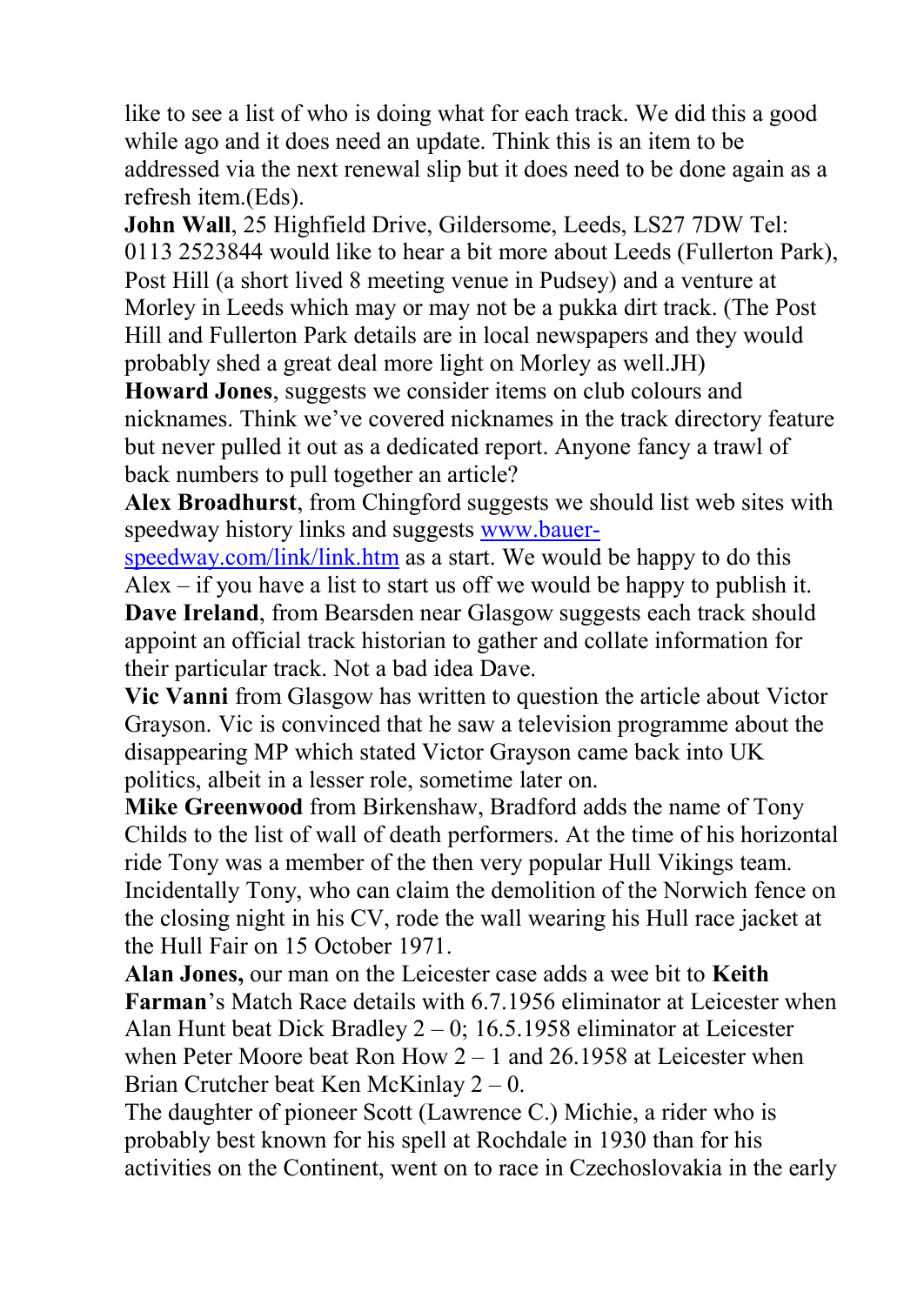like to see a list of who is doing what for each track. We did this a good while ago and it does need an update. Think this is an item to be addressed via the next renewal slip but it does need to be done again as a refresh item.(Eds).

**John Wall**, 25 Highfield Drive, Gildersome, Leeds, LS27 7DW Tel: 0113 2523844 would like to hear a bit more about Leeds (Fullerton Park), Post Hill (a short lived 8 meeting venue in Pudsey) and a venture at Morley in Leeds which may or may not be a pukka dirt track. (The Post Hill and Fullerton Park details are in local newspapers and they would probably shed a great deal more light on Morley as well.JH)

**Howard Jones**, suggests we consider items on club colours and nicknames. Think we've covered nicknames in the track directory feature but never pulled it out as a dedicated report. Anyone fancy a trawl of back numbers to pull together an article?

**Alex Broadhurst**, from Chingford suggests we should list web sites with speedway history links and suggests [www.bauer-speedway.com/link/link.htm](www.bauer-speedway.com/link/link.htm) as a start. We would be happy to do this Alex – if you have a list to start us off we would be happy to publish it.

**Dave Ireland**, from Bearsden near Glasgow suggests each track should appoint an official track historian to gather and collate information for their particular track. Not a bad idea Dave.

**Vic Vanni** from Glasgow has written to question the article about Victor Grayson. Vic is convinced that he saw a television programme about the disappearing MP which stated Victor Grayson came back into UK politics, albeit in a lesser role, sometime later on.

**Mike Greenwood** from Birkenshaw, Bradford adds the name of Tony Childs to the list of wall of death performers. At the time of his horizontal ride Tony was a member of the then very popular Hull Vikings team. Incidentally Tony, who can claim the demolition of the Norwich fence on the closing night in his CV, rode the wall wearing his Hull race jacket at the Hull Fair on 15 October 1971.

**Alan Jones,** our man on the Leicester case adds a wee bit to **Keith Farman**'s Match Race details with 6.7.1956 eliminator at Leicester when Alan Hunt beat Dick Bradley 2 – 0; 16.5.1958 eliminator at Leicester when Peter Moore beat Ron How 2 – 1 and 26.1958 at Leicester when Brian Crutcher beat Ken McKinlay 2 – 0.

The daughter of pioneer Scott (Lawrence C.) Michie, a rider who is probably best known for his spell at Rochdale in 1930 than for his activities on the Continent, went on to race in Czechoslovakia in the early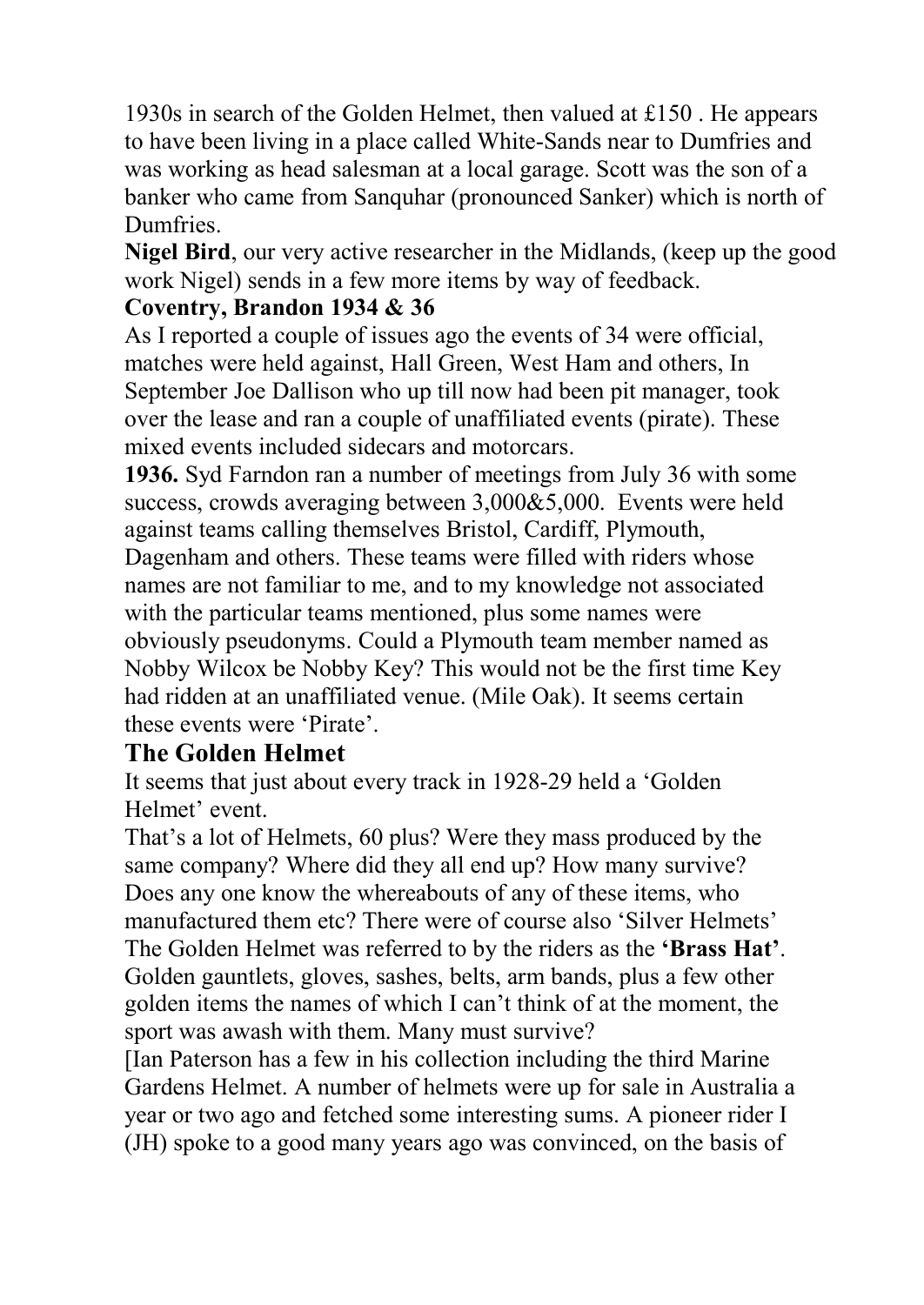1930s in search of the Golden Helmet, then valued at £150 . He appears to have been living in a place called White-Sands near to Dumfries and was working as head salesman at a local garage. Scott was the son of a banker who came from Sanquhar (pronounced Sanker) which is north of Dumfries.

**Nigel Bird**, our very active researcher in the Midlands, (keep up the good work Nigel) sends in a few more items by way of feedback.

**Coventry, Brandon 1934 & 36**

As I reported a couple of issues ago the events of 34 were official, matches were held against, Hall Green, West Ham and others, In September Joe Dallison who up till now had been pit manager, took over the lease and ran a couple of unaffiliated events (pirate). These mixed events included sidecars and motorcars.

**1936.** Syd Farndon ran a number of meetings from July 36 with some success, crowds averaging between 3,000&5,000. Events were held against teams calling themselves Bristol, Cardiff, Plymouth, Dagenham and others. These teams were filled with riders whose names are not familiar to me, and to my knowledge not associated with the particular teams mentioned, plus some names were obviously pseudonyms. Could a Plymouth team member named as Nobby Wilcox be Nobby Key? This would not be the first time Key had ridden at an unaffiliated venue. (Mile Oak). It seems certain these events were 'Pirate'.

## The Golden Helmet

It seems that just about every track in 1928-29 held a 'Golden Helmet' event.

That's a lot of Helmets, 60 plus? Were they mass produced by the same company? Where did they all end up? How many survive? Does any one know the whereabouts of any of these items, who manufactured them etc? There were of course also 'Silver Helmets' The Golden Helmet was referred to by the riders as the **'Brass Hat'**. Golden gauntlets, gloves, sashes, belts, arm bands, plus a few other golden items the names of which I can't think of at the moment, the sport was awash with them. Many must survive?

[Ian Paterson has a few in his collection including the third Marine Gardens Helmet. A number of helmets were up for sale in Australia a year or two ago and fetched some interesting sums. A pioneer rider I (JH) spoke to a good many years ago was convinced, on the basis of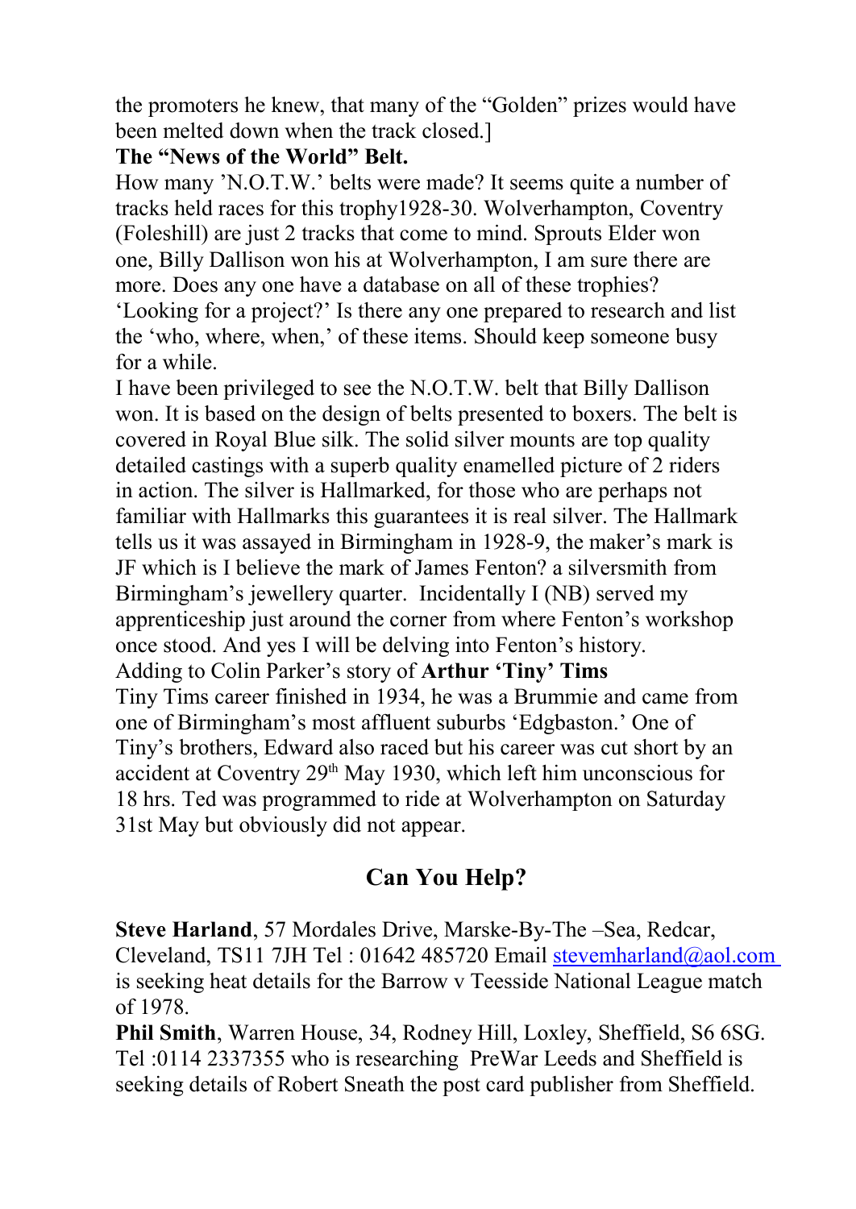the promoters he knew, that many of the "Golden" prizes would have been melted down when the track closed.]

**The "News of the World" Belt.**

How many 'N.O.T.W.' belts were made? It seems quite a number of tracks held races for this trophy1928-30. Wolverhampton, Coventry (Foleshill) are just 2 tracks that come to mind. Sprouts Elder won one, Billy Dallison won his at Wolverhampton, I am sure there are more. Does any one have a database on all of these trophies? 'Looking for a project?' Is there any one prepared to research and list the 'who, where, when,' of these items. Should keep someone busy for a while.

I have been privileged to see the N.O.T.W. belt that Billy Dallison won. It is based on the design of belts presented to boxers. The belt is covered in Royal Blue silk. The solid silver mounts are top quality detailed castings with a superb quality enamelled picture of 2 riders in action. The silver is Hallmarked, for those who are perhaps not familiar with Hallmarks this guarantees it is real silver. The Hallmark tells us it was assayed in Birmingham in 1928-9, the maker's mark is JF which is I believe the mark of James Fenton? a silversmith from Birmingham's jewellery quarter. Incidentally I (NB) served my apprenticeship just around the corner from where Fenton's workshop once stood. And yes I will be delving into Fenton's history.

Adding to Colin Parker's story of **Arthur 'Tiny' Tims**

Tiny Tims career finished in 1934, he was a Brummie and came from one of Birmingham's most affluent suburbs 'Edgbaston.' One of Tiny's brothers, Edward also raced but his career was cut short by an accident at Coventry 29th May 1930, which left him unconscious for 18 hrs. Ted was programmed to ride at Wolverhampton on Saturday 31st May but obviously did not appear.

## Can You Help?

**Steve Harland**, 57 Mordales Drive, Marske-By-The –Sea, Redcar, Cleveland, TS11 7JH Tel : 01642 485720 Email stevemharland@aol.com is seeking heat details for the Barrow v Teesside National League match of 1978.

**Phil Smith**, Warren House, 34, Rodney Hill, Loxley, Sheffield, S6 6SG. Tel :0114 2337355 who is researching PreWar Leeds and Sheffield is seeking details of Robert Sneath the post card publisher from Sheffield.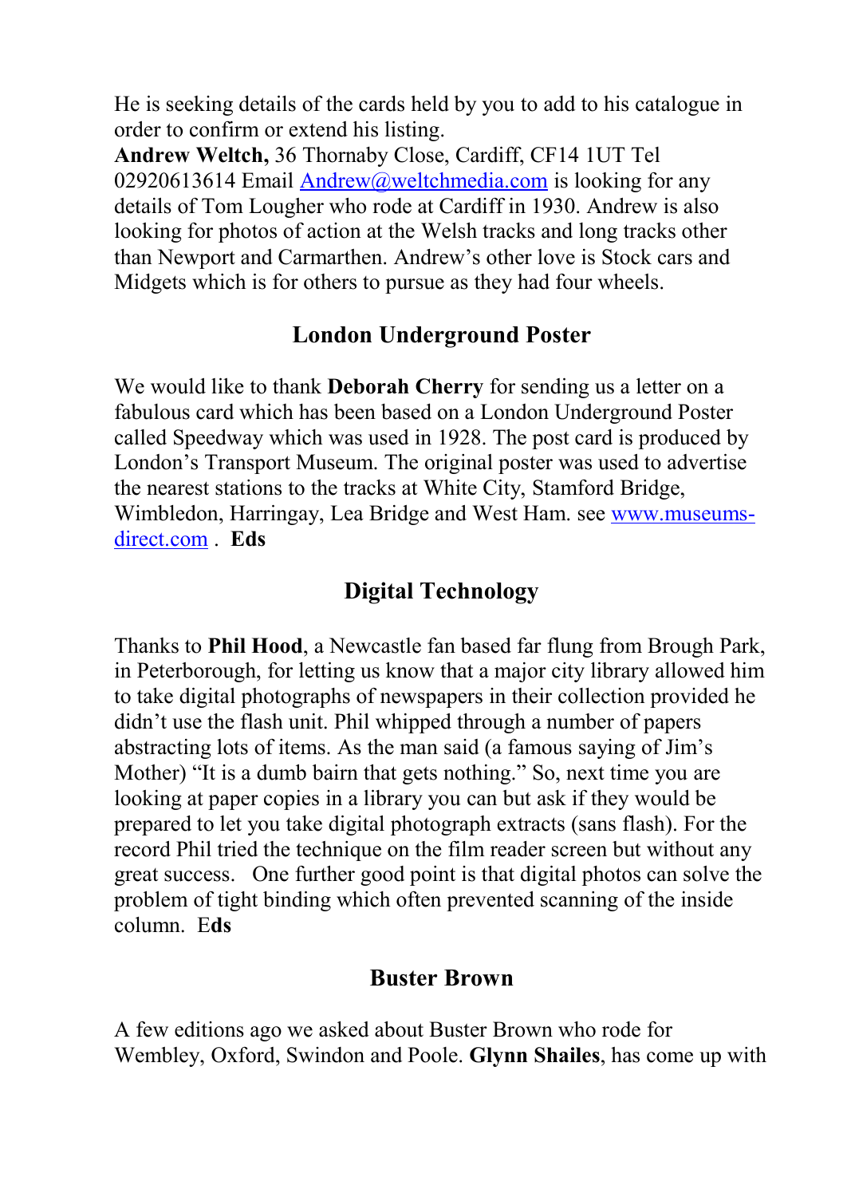He is seeking details of the cards held by you to add to his catalogue in order to confirm or extend his listing.

**Andrew Weltch,** 36 Thornaby Close, Cardiff, CF14 1UT Tel 02920613614 Email Andrew@weltchmedia.com is looking for any details of Tom Lougher who rode at Cardiff in 1930. Andrew is also looking for photos of action at the Welsh tracks and long tracks other than Newport and Carmarthen. Andrew's other love is Stock cars and Midgets which is for others to pursue as they had four wheels.

## London Underground Poster

We would like to thank **Deborah Cherry** for sending us a letter on a fabulous card which has been based on a London Underground Poster called Speedway which was used in 1928. The post card is produced by London's Transport Museum. The original poster was used to advertise the nearest stations to the tracks at White City, Stamford Bridge, Wimbledon, Harringay, Lea Bridge and West Ham. see www.museums-direct.com . **Eds**

## Digital Technology

Thanks to **Phil Hood**, a Newcastle fan based far flung from Brough Park, in Peterborough, for letting us know that a major city library allowed him to take digital photographs of newspapers in their collection provided he didn't use the flash unit. Phil whipped through a number of papers abstracting lots of items. As the man said (a famous saying of Jim's Mother) "It is a dumb bairn that gets nothing." So, next time you are looking at paper copies in a library you can but ask if they would be prepared to let you take digital photograph extracts (sans flash). For the record Phil tried the technique on the film reader screen but without any great success. One further good point is that digital photos can solve the problem of tight binding which often prevented scanning of the inside column. E**ds**

## Buster Brown

A few editions ago we asked about Buster Brown who rode for Wembley, Oxford, Swindon and Poole. **Glynn Shailes**, has come up with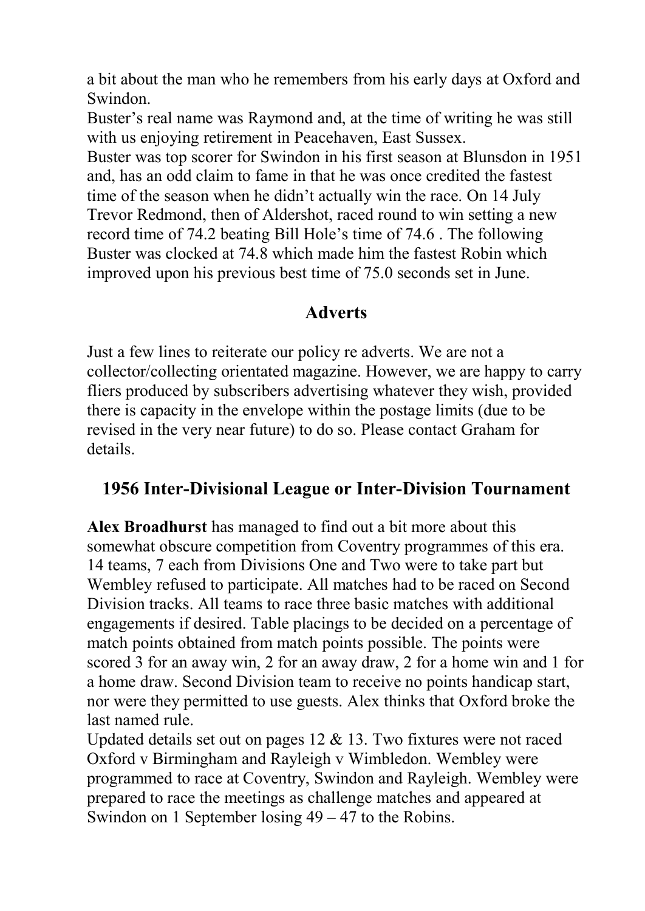a bit about the man who he remembers from his early days at Oxford and Swindon.

Buster's real name was Raymond and, at the time of writing he was still with us enjoying retirement in Peacehaven, East Sussex.

Buster was top scorer for Swindon in his first season at Blunsdon in 1951 and, has an odd claim to fame in that he was once credited the fastest time of the season when he didn't actually win the race. On 14 July Trevor Redmond, then of Aldershot, raced round to win setting a new record time of 74.2 beating Bill Hole's time of 74.6 . The following Buster was clocked at 74.8 which made him the fastest Robin which improved upon his previous best time of 75.0 seconds set in June.

## Adverts

Just a few lines to reiterate our policy re adverts. We are not a collector/collecting orientated magazine. However, we are happy to carry fliers produced by subscribers advertising whatever they wish, provided there is capacity in the envelope within the postage limits (due to be revised in the very near future) to do so. Please contact Graham for details.

## 1956 Inter-Divisional League or Inter-Division Tournament

**Alex Broadhurst** has managed to find out a bit more about this somewhat obscure competition from Coventry programmes of this era. 14 teams, 7 each from Divisions One and Two were to take part but Wembley refused to participate. All matches had to be raced on Second Division tracks. All teams to race three basic matches with additional engagements if desired. Table placings to be decided on a percentage of match points obtained from match points possible. The points were scored 3 for an away win, 2 for an away draw, 2 for a home win and 1 for a home draw. Second Division team to receive no points handicap start, nor were they permitted to use guests. Alex thinks that Oxford broke the last named rule.

Updated details set out on pages 12 & 13. Two fixtures were not raced Oxford v Birmingham and Rayleigh v Wimbledon. Wembley were programmed to race at Coventry, Swindon and Rayleigh. Wembley were prepared to race the meetings as challenge matches and appeared at Swindon on 1 September losing 49 – 47 to the Robins.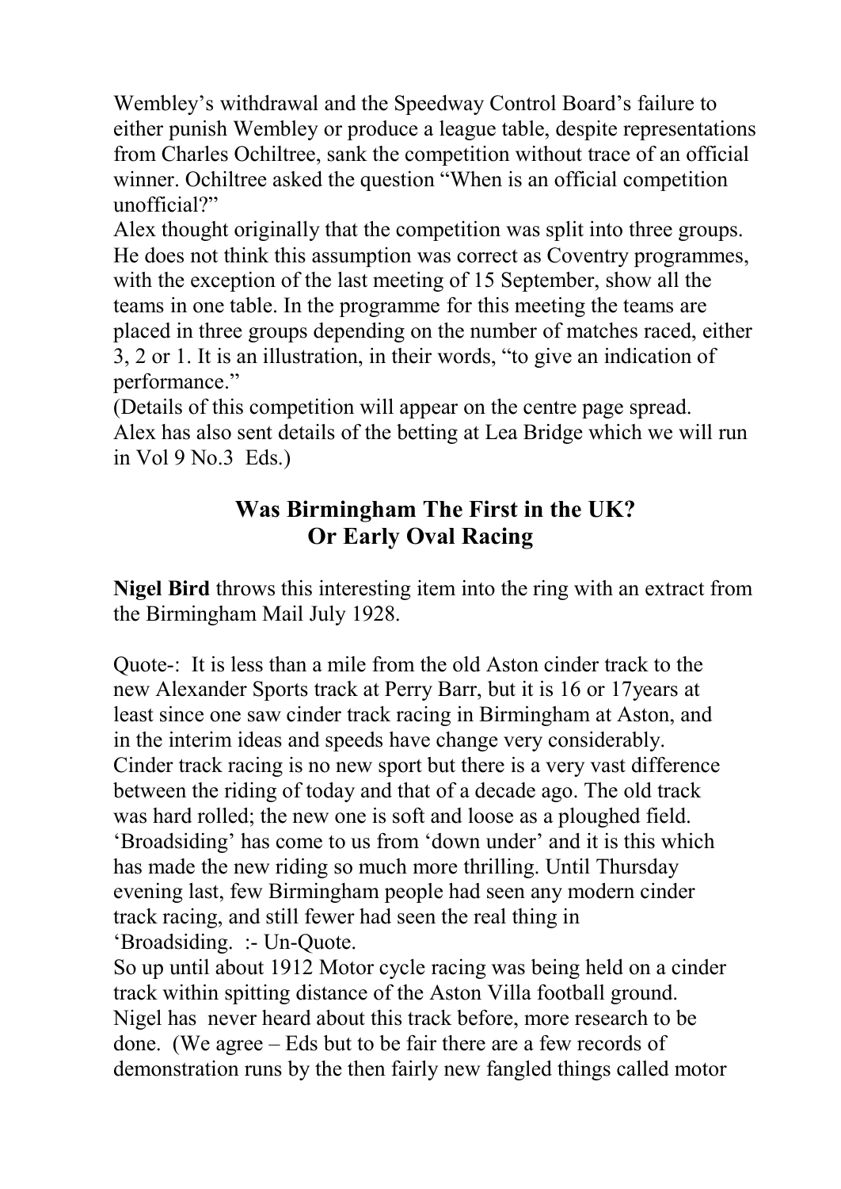Wembley's withdrawal and the Speedway Control Board's failure to either punish Wembley or produce a league table, despite representations from Charles Ochiltree, sank the competition without trace of an official winner. Ochiltree asked the question "When is an official competition unofficial?"

Alex thought originally that the competition was split into three groups. He does not think this assumption was correct as Coventry programmes, with the exception of the last meeting of 15 September, show all the teams in one table. In the programme for this meeting the teams are placed in three groups depending on the number of matches raced, either 3, 2 or 1. It is an illustration, in their words, "to give an indication of performance."

(Details of this competition will appear on the centre page spread. Alex has also sent details of the betting at Lea Bridge which we will run in Vol 9 No.3 Eds.)

## Was Birmingham The First in the UK? Or Early Oval Racing

**Nigel Bird** throws this interesting item into the ring with an extract from the Birmingham Mail July 1928.

Quote-: It is less than a mile from the old Aston cinder track to the new Alexander Sports track at Perry Barr, but it is 16 or 17years at least since one saw cinder track racing in Birmingham at Aston, and in the interim ideas and speeds have change very considerably. Cinder track racing is no new sport but there is a very vast difference between the riding of today and that of a decade ago. The old track was hard rolled; the new one is soft and loose as a ploughed field. 'Broadsiding' has come to us from 'down under' and it is this which has made the new riding so much more thrilling. Until Thursday evening last, few Birmingham people had seen any modern cinder track racing, and still fewer had seen the real thing in 'Broadsiding. :- Un-Quote.

So up until about 1912 Motor cycle racing was being held on a cinder track within spitting distance of the Aston Villa football ground. Nigel has never heard about this track before, more research to be done. (We agree – Eds but to be fair there are a few records of demonstration runs by the then fairly new fangled things called motor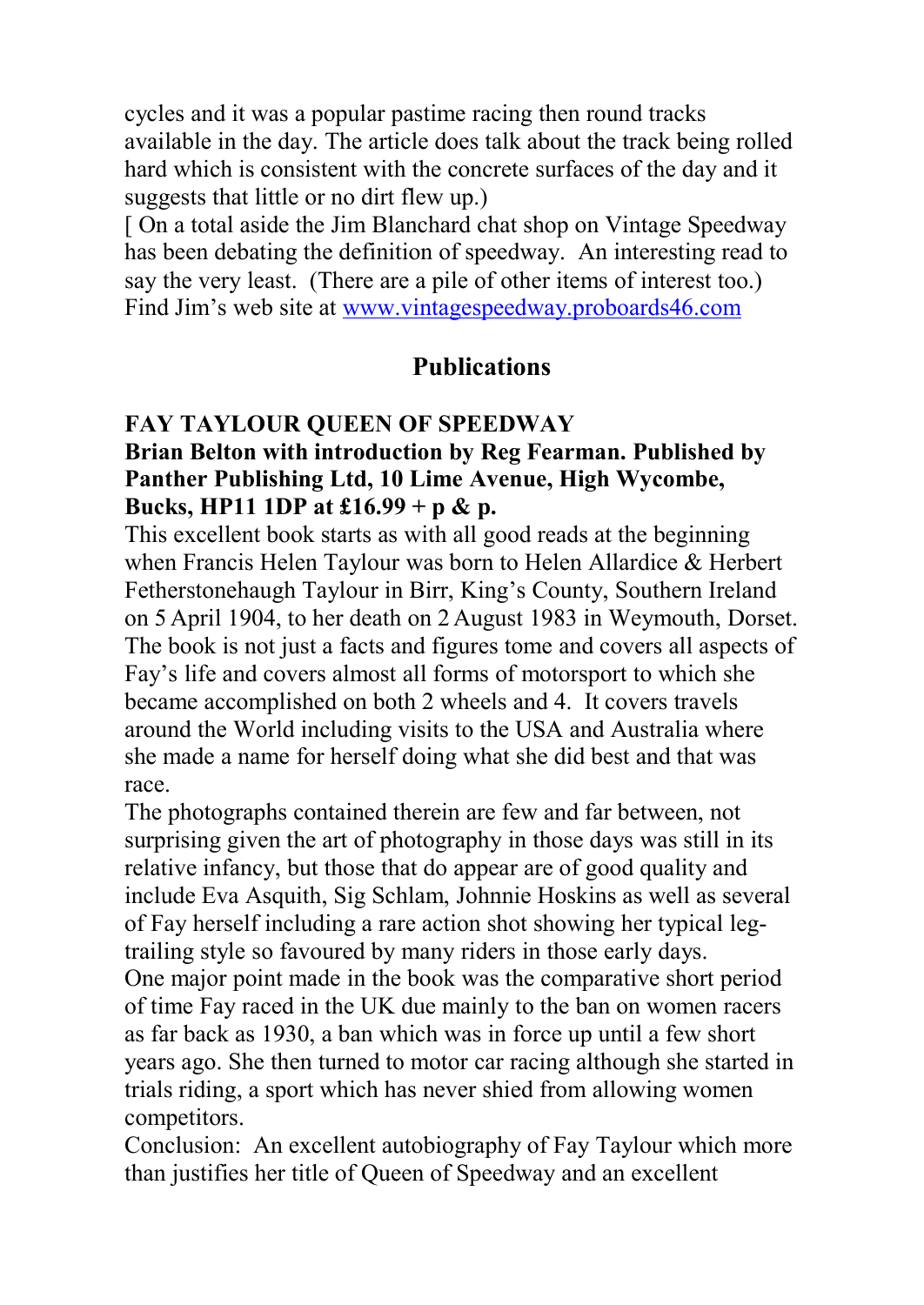cycles and it was a popular pastime racing then round tracks available in the day. The article does talk about the track being rolled hard which is consistent with the concrete surfaces of the day and it suggests that little or no dirt flew up.)

[ On a total aside the Jim Blanchard chat shop on Vintage Speedway has been debating the definition of speedway. An interesting read to say the very least. (There are a pile of other items of interest too.) Find Jim's web site at [www.vintagespeedway.proboards46.com](http://www.vintagespeedway.proboards46.com)

## Publications

**FAY TAYLOUR QUEEN OF SPEEDWAY**

**Brian Belton with introduction by Reg Fearman. Published by Panther Publishing Ltd, 10 Lime Avenue, High Wycombe, Bucks, HP11 1DP at £16.99 + p & p.**

This excellent book starts as with all good reads at the beginning when Francis Helen Taylour was born to Helen Allardice & Herbert Fetherstonehaugh Taylour in Birr, King's County, Southern Ireland on 5 April 1904, to her death on 2 August 1983 in Weymouth, Dorset. The book is not just a facts and figures tome and covers all aspects of Fay's life and covers almost all forms of motorsport to which she became accomplished on both 2 wheels and 4. It covers travels around the World including visits to the USA and Australia where she made a name for herself doing what she did best and that was race.

The photographs contained therein are few and far between, not surprising given the art of photography in those days was still in its relative infancy, but those that do appear are of good quality and include Eva Asquith, Sig Schlam, Johnnie Hoskins as well as several of Fay herself including a rare action shot showing her typical leg-trailing style so favoured by many riders in those early days.

One major point made in the book was the comparative short period of time Fay raced in the UK due mainly to the ban on women racers as far back as 1930, a ban which was in force up until a few short years ago. She then turned to motor car racing although she started in trials riding, a sport which has never shied from allowing women competitors.

Conclusion: An excellent autobiography of Fay Taylour which more than justifies her title of Queen of Speedway and an excellent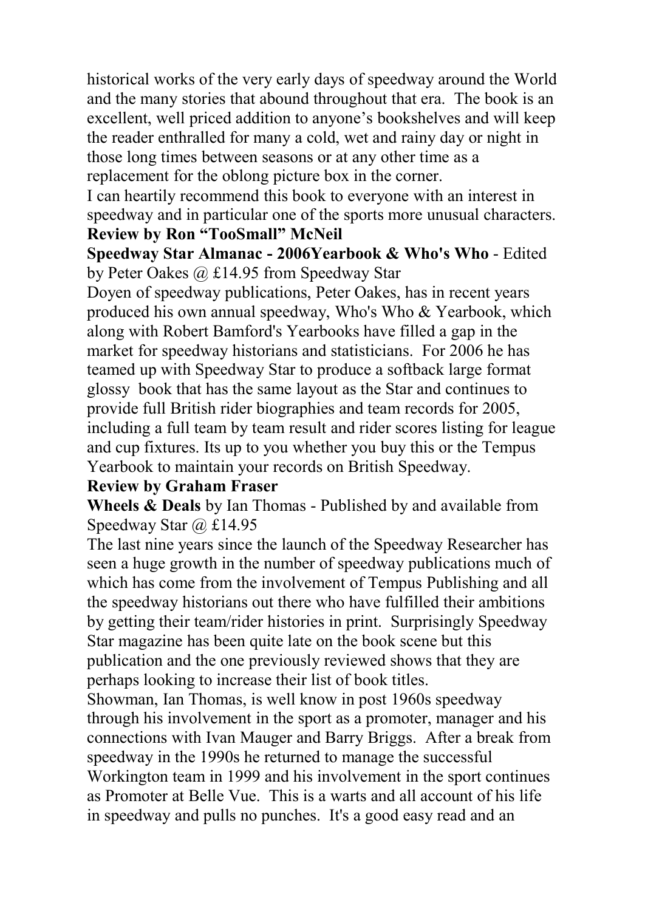historical works of the very early days of speedway around the World and the many stories that abound throughout that era. The book is an excellent, well priced addition to anyone's bookshelves and will keep the reader enthralled for many a cold, wet and rainy day or night in those long times between seasons or at any other time as a replacement for the oblong picture box in the corner.

I can heartily recommend this book to everyone with an interest in speedway and in particular one of the sports more unusual characters.

**Review by Ron "TooSmall" McNeil**

**Speedway Star Almanac - 2006Yearbook & Who's Who** - Edited by Peter Oakes @ £14.95 from Speedway Star

Doyen of speedway publications, Peter Oakes, has in recent years produced his own annual speedway, Who's Who & Yearbook, which along with Robert Bamford's Yearbooks have filled a gap in the market for speedway historians and statisticians. For 2006 he has teamed up with Speedway Star to produce a softback large format glossy book that has the same layout as the Star and continues to provide full British rider biographies and team records for 2005, including a full team by team result and rider scores listing for league and cup fixtures. Its up to you whether you buy this or the Tempus Yearbook to maintain your records on British Speedway.

**Review by Graham Fraser**

**Wheels & Deals** by Ian Thomas - Published by and available from Speedway Star @ £14.95

The last nine years since the launch of the Speedway Researcher has seen a huge growth in the number of speedway publications much of which has come from the involvement of Tempus Publishing and all the speedway historians out there who have fulfilled their ambitions by getting their team/rider histories in print. Surprisingly Speedway Star magazine has been quite late on the book scene but this publication and the one previously reviewed shows that they are perhaps looking to increase their list of book titles.

Showman, Ian Thomas, is well know in post 1960s speedway through his involvement in the sport as a promoter, manager and his connections with Ivan Mauger and Barry Briggs. After a break from speedway in the 1990s he returned to manage the successful Workington team in 1999 and his involvement in the sport continues as Promoter at Belle Vue. This is a warts and all account of his life in speedway and pulls no punches. It's a good easy read and an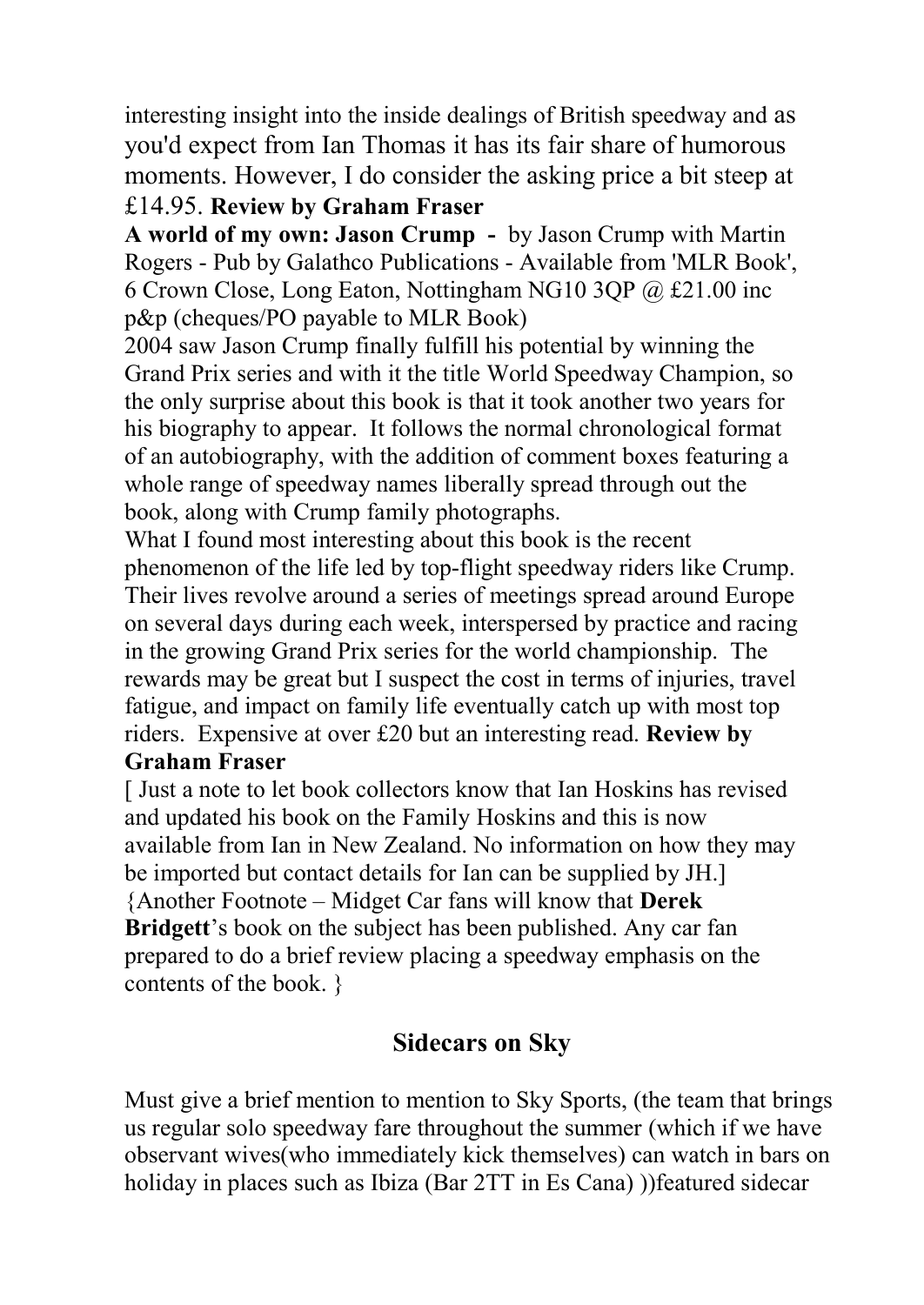interesting insight into the inside dealings of British speedway and as you'd expect from Ian Thomas it has its fair share of humorous moments. However, I do consider the asking price a bit steep at £14.95. **Review by Graham Fraser**

**A world of my own: Jason Crump -** by Jason Crump with Martin Rogers - Pub by Galathco Publications - Available from 'MLR Book', 6 Crown Close, Long Eaton, Nottingham NG10 3QP @ £21.00 inc p&p (cheques/PO payable to MLR Book)

2004 saw Jason Crump finally fulfill his potential by winning the Grand Prix series and with it the title World Speedway Champion, so the only surprise about this book is that it took another two years for his biography to appear. It follows the normal chronological format of an autobiography, with the addition of comment boxes featuring a whole range of speedway names liberally spread through out the book, along with Crump family photographs.

What I found most interesting about this book is the recent phenomenon of the life led by top-flight speedway riders like Crump. Their lives revolve around a series of meetings spread around Europe on several days during each week, interspersed by practice and racing in the growing Grand Prix series for the world championship. The rewards may be great but I suspect the cost in terms of injuries, travel fatigue, and impact on family life eventually catch up with most top riders. Expensive at over £20 but an interesting read. **Review by Graham Fraser**

[ Just a note to let book collectors know that Ian Hoskins has revised and updated his book on the Family Hoskins and this is now available from Ian in New Zealand. No information on how they may be imported but contact details for Ian can be supplied by JH.]

{Another Footnote – Midget Car fans will know that **Derek Bridgett**'s book on the subject has been published. Any car fan prepared to do a brief review placing a speedway emphasis on the contents of the book. }

## Sidecars on Sky

Must give a brief mention to mention to Sky Sports, (the team that brings us regular solo speedway fare throughout the summer (which if we have observant wives(who immediately kick themselves) can watch in bars on holiday in places such as Ibiza (Bar 2TT in Es Cana) ))featured sidecar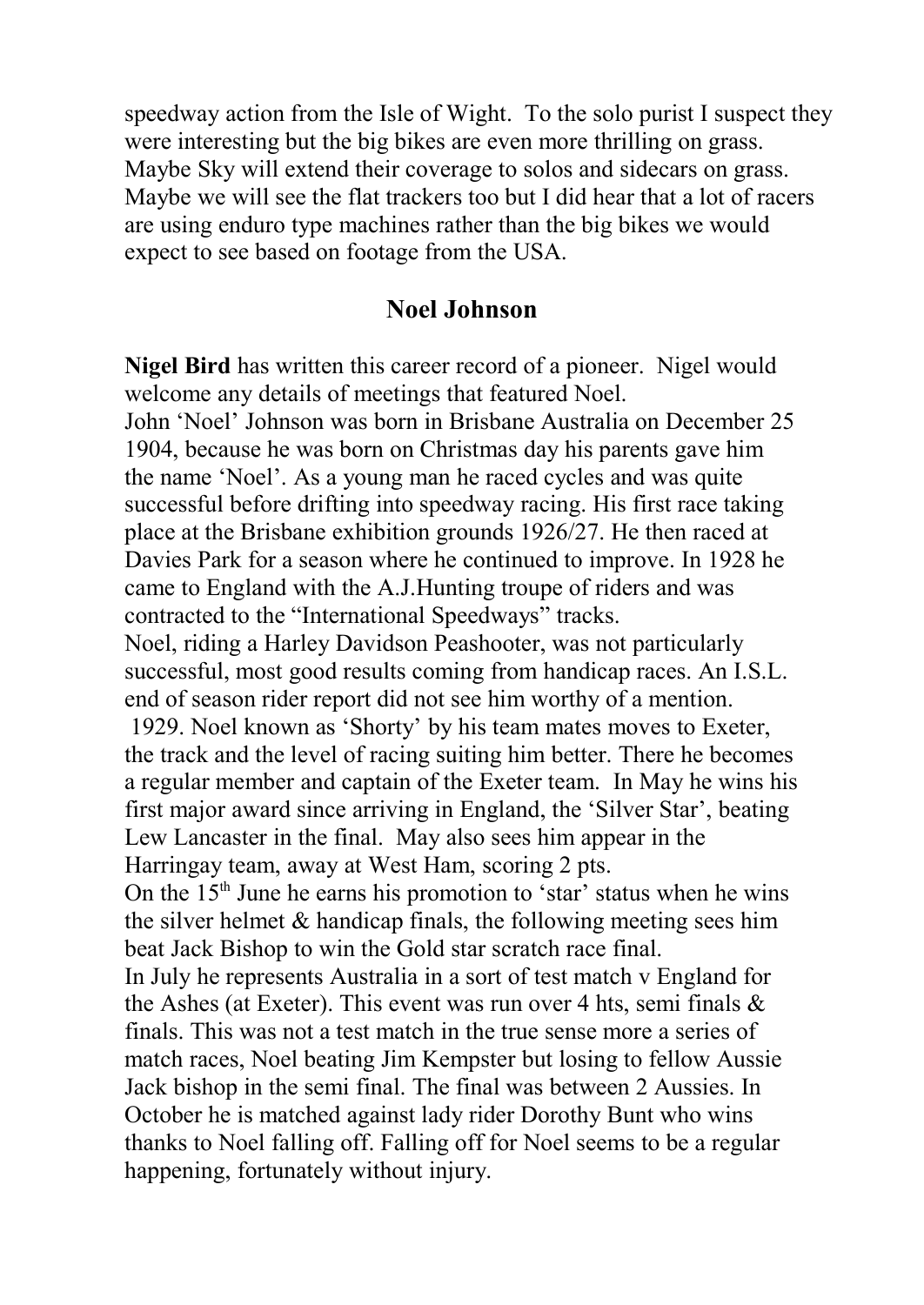speedway action from the Isle of Wight. To the solo purist I suspect they were interesting but the big bikes are even more thrilling on grass. Maybe Sky will extend their coverage to solos and sidecars on grass. Maybe we will see the flat trackers too but I did hear that a lot of racers are using enduro type machines rather than the big bikes we would expect to see based on footage from the USA.

## Noel Johnson

**Nigel Bird** has written this career record of a pioneer. Nigel would welcome any details of meetings that featured Noel.

John 'Noel' Johnson was born in Brisbane Australia on December 25 1904, because he was born on Christmas day his parents gave him the name 'Noel'. As a young man he raced cycles and was quite successful before drifting into speedway racing. His first race taking place at the Brisbane exhibition grounds 1926/27. He then raced at Davies Park for a season where he continued to improve. In 1928 he came to England with the A.J.Hunting troupe of riders and was contracted to the "International Speedways" tracks.

Noel, riding a Harley Davidson Peashooter, was not particularly successful, most good results coming from handicap races. An I.S.L. end of season rider report did not see him worthy of a mention.

1929. Noel known as 'Shorty' by his team mates moves to Exeter, the track and the level of racing suiting him better. There he becomes a regular member and captain of the Exeter team. In May he wins his first major award since arriving in England, the 'Silver Star', beating Lew Lancaster in the final. May also sees him appear in the Harringay team, away at West Ham, scoring 2 pts.

On the 15th June he earns his promotion to 'star' status when he wins the silver helmet & handicap finals, the following meeting sees him beat Jack Bishop to win the Gold star scratch race final.

In July he represents Australia in a sort of test match v England for the Ashes (at Exeter). This event was run over 4 hts, semi finals & finals. This was not a test match in the true sense more a series of match races, Noel beating Jim Kempster but losing to fellow Aussie Jack bishop in the semi final. The final was between 2 Aussies. In October he is matched against lady rider Dorothy Bunt who wins thanks to Noel falling off. Falling off for Noel seems to be a regular happening, fortunately without injury.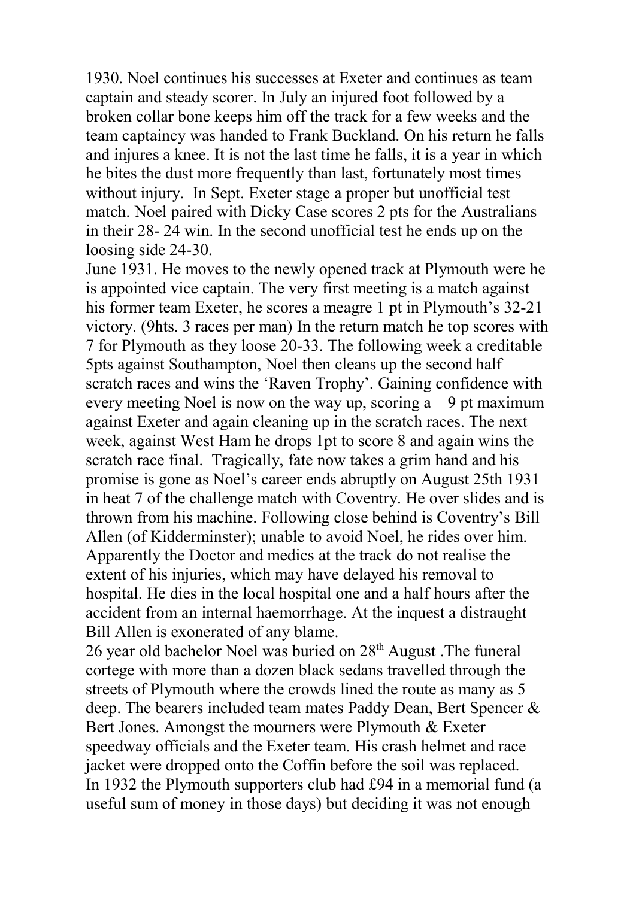1930. Noel continues his successes at Exeter and continues as team captain and steady scorer. In July an injured foot followed by a broken collar bone keeps him off the track for a few weeks and the team captaincy was handed to Frank Buckland. On his return he falls and injures a knee. It is not the last time he falls, it is a year in which he bites the dust more frequently than last, fortunately most times without injury. In Sept. Exeter stage a proper but unofficial test match. Noel paired with Dicky Case scores 2 pts for the Australians in their 28- 24 win. In the second unofficial test he ends up on the loosing side 24-30.

June 1931. He moves to the newly opened track at Plymouth were he is appointed vice captain. The very first meeting is a match against his former team Exeter, he scores a meagre 1 pt in Plymouth's 32-21 victory. (9hts. 3 races per man) In the return match he top scores with 7 for Plymouth as they loose 20-33. The following week a creditable 5pts against Southampton, Noel then cleans up the second half scratch races and wins the 'Raven Trophy'. Gaining confidence with every meeting Noel is now on the way up, scoring a 9 pt maximum against Exeter and again cleaning up in the scratch races. The next week, against West Ham he drops 1pt to score 8 and again wins the scratch race final. Tragically, fate now takes a grim hand and his promise is gone as Noel's career ends abruptly on August 25th 1931 in heat 7 of the challenge match with Coventry. He over slides and is thrown from his machine. Following close behind is Coventry's Bill Allen (of Kidderminster); unable to avoid Noel, he rides over him. Apparently the Doctor and medics at the track do not realise the extent of his injuries, which may have delayed his removal to hospital. He dies in the local hospital one and a half hours after the accident from an internal haemorrhage. At the inquest a distraught Bill Allen is exonerated of any blame.

26 year old bachelor Noel was buried on 28th August .The funeral cortege with more than a dozen black sedans travelled through the streets of Plymouth where the crowds lined the route as many as 5 deep. The bearers included team mates Paddy Dean, Bert Spencer & Bert Jones. Amongst the mourners were Plymouth & Exeter speedway officials and the Exeter team. His crash helmet and race jacket were dropped onto the Coffin before the soil was replaced.

In 1932 the Plymouth supporters club had £94 in a memorial fund (a useful sum of money in those days) but deciding it was not enough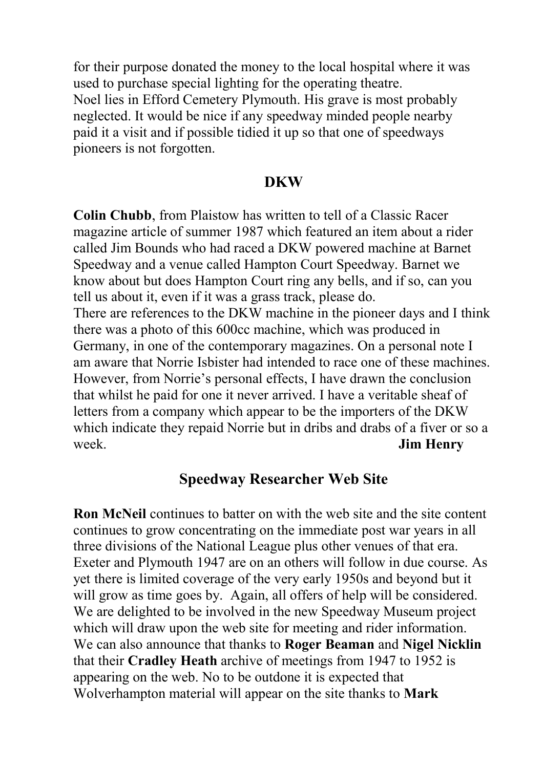for their purpose donated the money to the local hospital where it was used to purchase special lighting for the operating theatre.
Noel lies in Efford Cemetery Plymouth. His grave is most probably neglected. It would be nice if any speedway minded people nearby paid it a visit and if possible tidied it up so that one of speedways pioneers is not forgotten.

## DKW

**Colin Chubb**, from Plaistow has written to tell of a Classic Racer magazine article of summer 1987 which featured an item about a rider called Jim Bounds who had raced a DKW powered machine at Barnet Speedway and a venue called Hampton Court Speedway. Barnet we know about but does Hampton Court ring any bells, and if so, can you tell us about it, even if it was a grass track, please do.
There are references to the DKW machine in the pioneer days and I think there was a photo of this 600cc machine, which was produced in Germany, in one of the contemporary magazines. On a personal note I am aware that Norrie Isbister had intended to race one of these machines. However, from Norrie's personal effects, I have drawn the conclusion that whilst he paid for one it never arrived. I have a veritable sheaf of letters from a company which appear to be the importers of the DKW which indicate they repaid Norrie but in dribs and drabs of a fiver or so a week. **Jim Henry**

## Speedway Researcher Web Site

**Ron McNeil** continues to batter on with the web site and the site content continues to grow concentrating on the immediate post war years in all three divisions of the National League plus other venues of that era. Exeter and Plymouth 1947 are on an others will follow in due course. As yet there is limited coverage of the very early 1950s and beyond but it will grow as time goes by. Again, all offers of help will be considered. We are delighted to be involved in the new Speedway Museum project which will draw upon the web site for meeting and rider information.
We can also announce that thanks to **Roger Beaman** and **Nigel Nicklin** that their **Cradley Heath** archive of meetings from 1947 to 1952 is appearing on the web. No to be outdone it is expected that Wolverhampton material will appear on the site thanks to **Mark**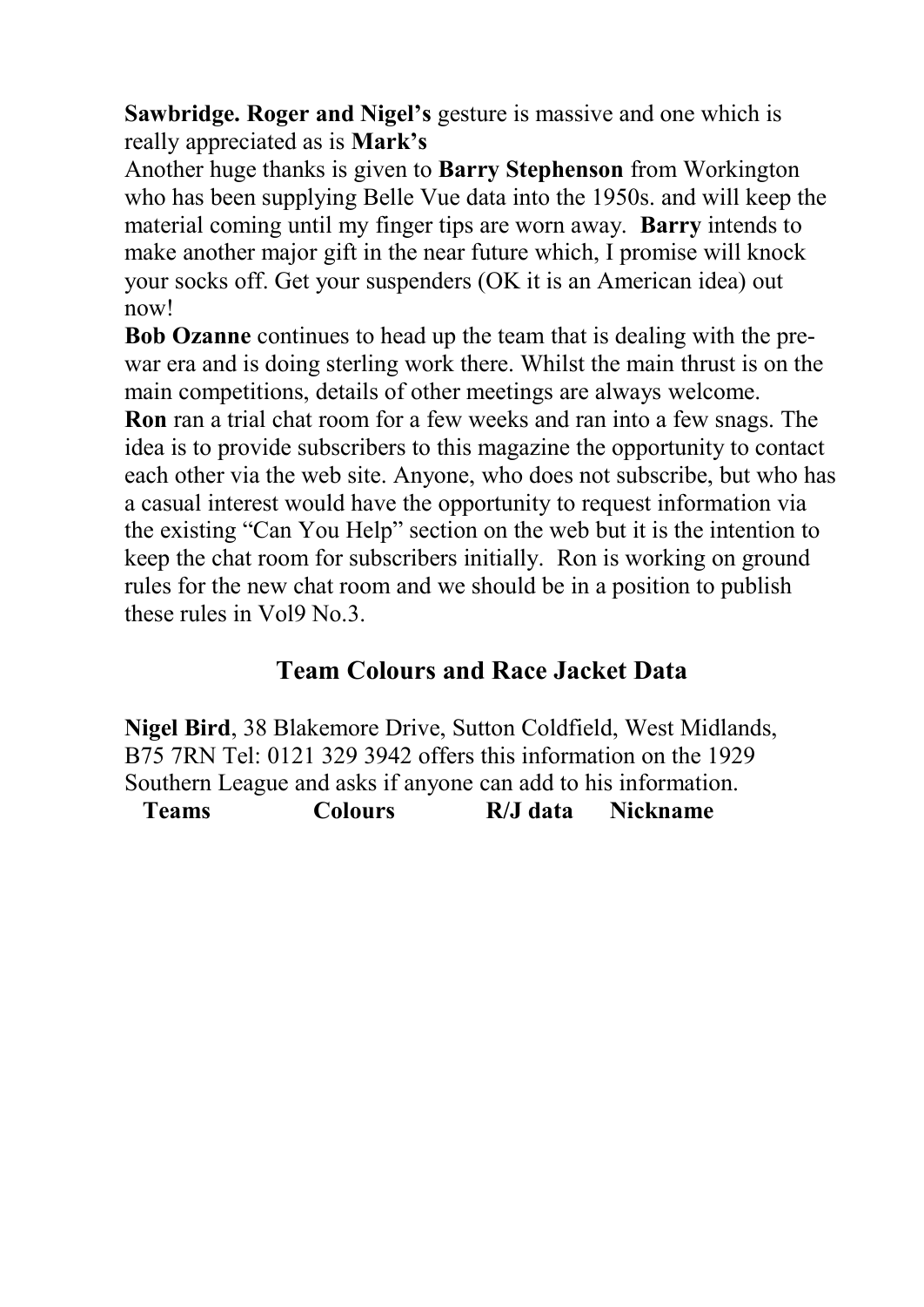**Sawbridge. Roger and Nigel's** gesture is massive and one which is really appreciated as is **Mark's**

Another huge thanks is given to **Barry Stephenson** from Workington who has been supplying Belle Vue data into the 1950s. and will keep the material coming until my finger tips are worn away. **Barry** intends to make another major gift in the near future which, I promise will knock your socks off. Get your suspenders (OK it is an American idea) out now!

**Bob Ozanne** continues to head up the team that is dealing with the pre-war era and is doing sterling work there. Whilst the main thrust is on the main competitions, details of other meetings are always welcome.

**Ron** ran a trial chat room for a few weeks and ran into a few snags. The idea is to provide subscribers to this magazine the opportunity to contact each other via the web site. Anyone, who does not subscribe, but who has a casual interest would have the opportunity to request information via the existing "Can You Help" section on the web but it is the intention to keep the chat room for subscribers initially. Ron is working on ground rules for the new chat room and we should be in a position to publish these rules in Vol9 No.3.

## Team Colours and Race Jacket Data

**Nigel Bird**, 38 Blakemore Drive, Sutton Coldfield, West Midlands, B75 7RN Tel: 0121 329 3942 offers this information on the 1929 Southern League and asks if anyone can add to his information.

| Teams | Colours | R/J data | Nickname |
|---|---|---|---|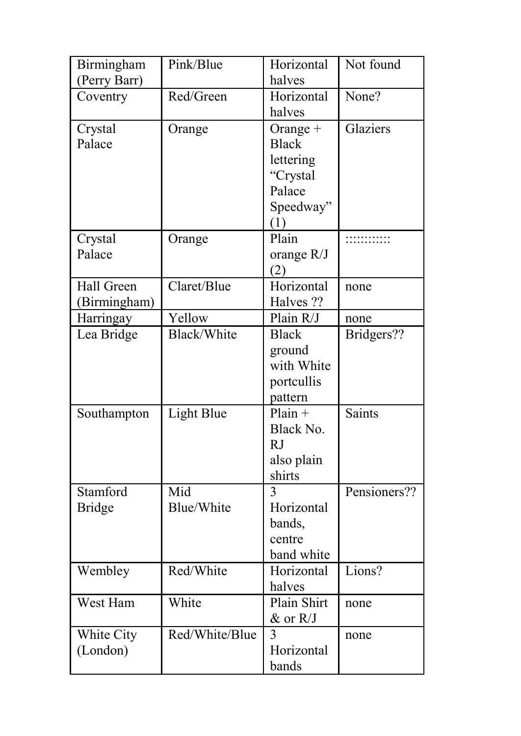| Birmingham (Perry Barr) | Pink/Blue | Horizontal halves | Not found |
|---|---|---|---|
| Coventry | Red/Green | Horizontal halves | None? |
| Crystal Palace | Orange | Orange + Black lettering “Crystal Palace Speedway” (1) | Glaziers |
| Crystal Palace | Orange | Plain orange R/J (2) | ::::::::::: |
| Hall Green (Birmingham) | Claret/Blue | Horizontal Halves ?? | none |
| Harringay | Yellow | Plain R/J | none |
| Lea Bridge | Black/White | Black ground with White portcullis pattern | Bridgers?? |
| Southampton | Light Blue | Plain + Black No. RJ also plain shirts | Saints |
| Stamford Bridge | Mid Blue/White | 3 Horizontal bands, centre band white | Pensioners?? |
| Wembley | Red/White | Horizontal halves | Lions? |
| West Ham | White | Plain Shirt & or R/J | none |
| White City (London) | Red/White/Blue | 3 Horizontal bands | none |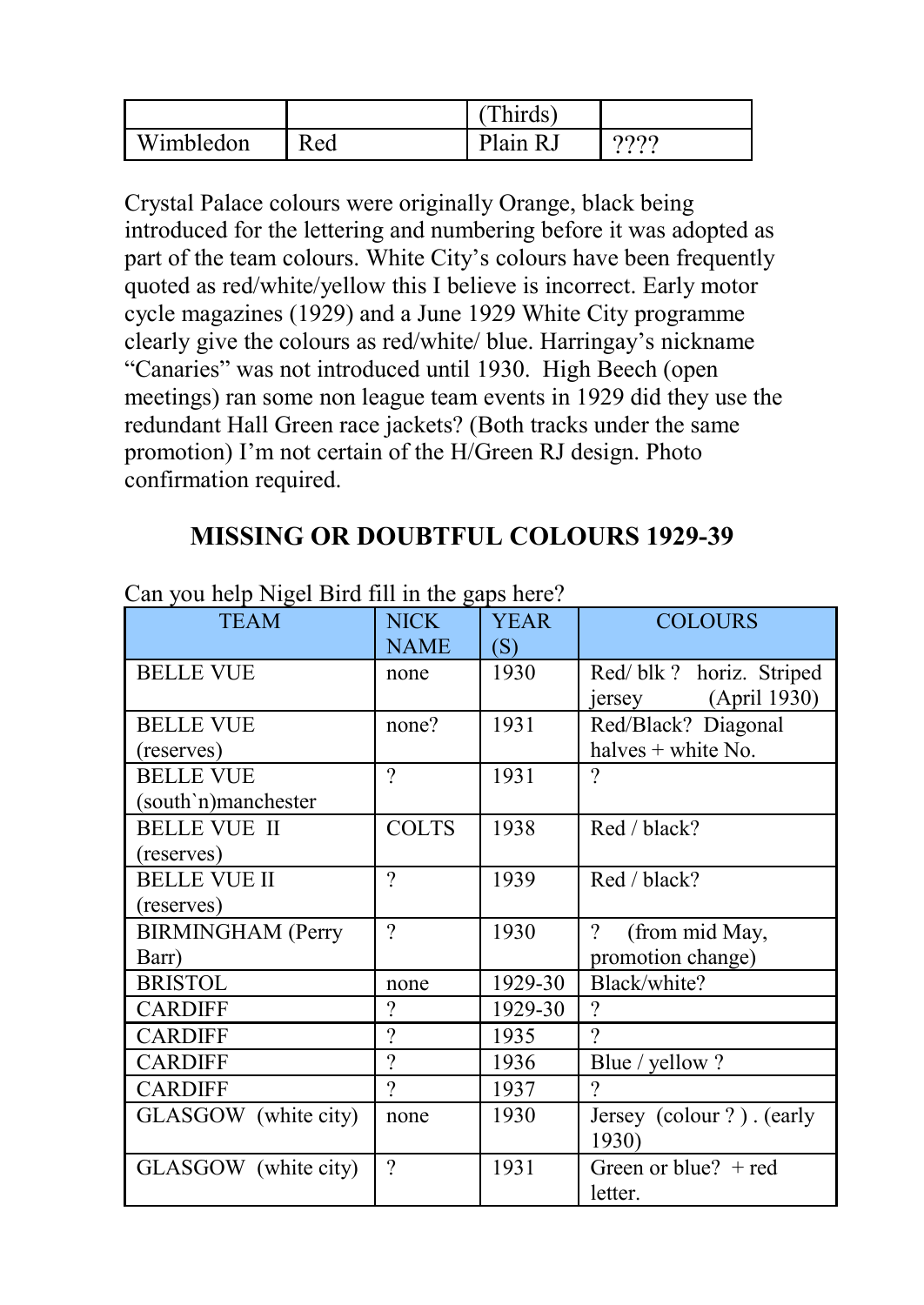| | | (Thirds) | |
|---|---|---|---|
| Wimbledon | Red | Plain RJ | ???? |

Crystal Palace colours were originally Orange, black being introduced for the lettering and numbering before it was adopted as part of the team colours. White City's colours have been frequently quoted as red/white/yellow this I believe is incorrect. Early motor cycle magazines (1929) and a June 1929 White City programme clearly give the colours as red/white/ blue. Harringay's nickname "Canaries" was not introduced until 1930. High Beech (open meetings) ran some non league team events in 1929 did they use the redundant Hall Green race jackets? (Both tracks under the same promotion) I'm not certain of the H/Green RJ design. Photo confirmation required.

## MISSING OR DOUBTFUL COLOURS 1929-39

Can you help Nigel Bird fill in the gaps here?

| TEAM | NICK NAME | YEAR (S) | COLOURS |
|---|---|---|---|
| BELLE VUE | none | 1930 | Red/ blk ? horiz. Striped jersey (April 1930) |
| BELLE VUE (reserves) | none? | 1931 | Red/Black? Diagonal halves + white No. |
| BELLE VUE (south`n)manchester | ? | 1931 | ? |
| BELLE VUE II (reserves) | COLTS | 1938 | Red / black? |
| BELLE VUE II (reserves) | ? | 1939 | Red / black? |
| BIRMINGHAM (Perry Barr) | ? | 1930 | ? (from mid May, promotion change) |
| BRISTOL | none | 1929-30 | Black/white? |
| CARDIFF | ? | 1929-30 | ? |
| CARDIFF | ? | 1935 | ? |
| CARDIFF | ? | 1936 | Blue / yellow ? |
| CARDIFF | ? | 1937 | ? |
| GLASGOW (white city) | none | 1930 | Jersey (colour ? ) . (early 1930) |
| GLASGOW (white city) | ? | 1931 | Green or blue? + red letter. |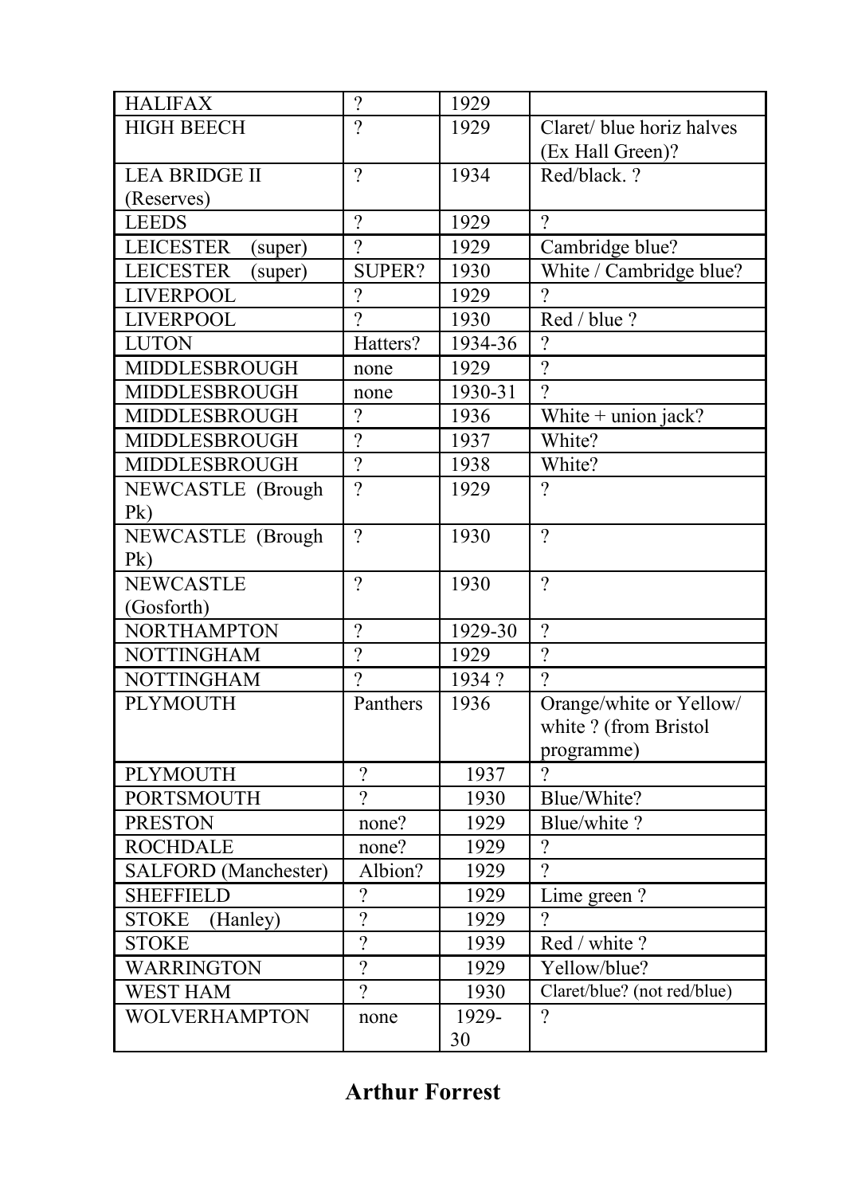| HALIFAX | ? | 1929 | |
|---|---|---|---|
| HIGH BEECH | ? | 1929 | Claret/ blue horiz halves (Ex Hall Green)? |
| LEA BRIDGE II (Reserves) | ? | 1934 | Red/black. ? |
| LEEDS | ? | 1929 | ? |
| LEICESTER (super) | ? | 1929 | Cambridge blue? |
| LEICESTER (super) | SUPER? | 1930 | White / Cambridge blue? |
| LIVERPOOL | ? | 1929 | ? |
| LIVERPOOL | ? | 1930 | Red / blue ? |
| LUTON | Hatters? | 1934-36 | ? |
| MIDDLESBROUGH | none | 1929 | ? |
| MIDDLESBROUGH | none | 1930-31 | ? |
| MIDDLESBROUGH | ? | 1936 | White + union jack? |
| MIDDLESBROUGH | ? | 1937 | White? |
| MIDDLESBROUGH | ? | 1938 | White? |
| NEWCASTLE (Brough Pk) | ? | 1929 | ? |
| NEWCASTLE (Brough Pk) | ? | 1930 | ? |
| NEWCASTLE (Gosforth) | ? | 1930 | ? |
| NORTHAMPTON | ? | 1929-30 | ? |
| NOTTINGHAM | ? | 1929 | ? |
| NOTTINGHAM | ? | 1934 ? | ? |
| PLYMOUTH | Panthers | 1936 | Orange/white or Yellow/ white ? (from Bristol programme) |
| PLYMOUTH | ? | 1937 | ? |
| PORTSMOUTH | ? | 1930 | Blue/White? |
| PRESTON | none? | 1929 | Blue/white ? |
| ROCHDALE | none? | 1929 | ? |
| SALFORD (Manchester) | Albion? | 1929 | ? |
| SHEFFIELD | ? | 1929 | Lime green ? |
| STOKE (Hanley) | ? | 1929 | ? |
| STOKE | ? | 1939 | Red / white ? |
| WARRINGTON | ? | 1929 | Yellow/blue? |
| WEST HAM | ? | 1930 | Claret/blue? (not red/blue) |
| WOLVERHAMPTON | none | 1929-30 | ? |

**Arthur Forrest**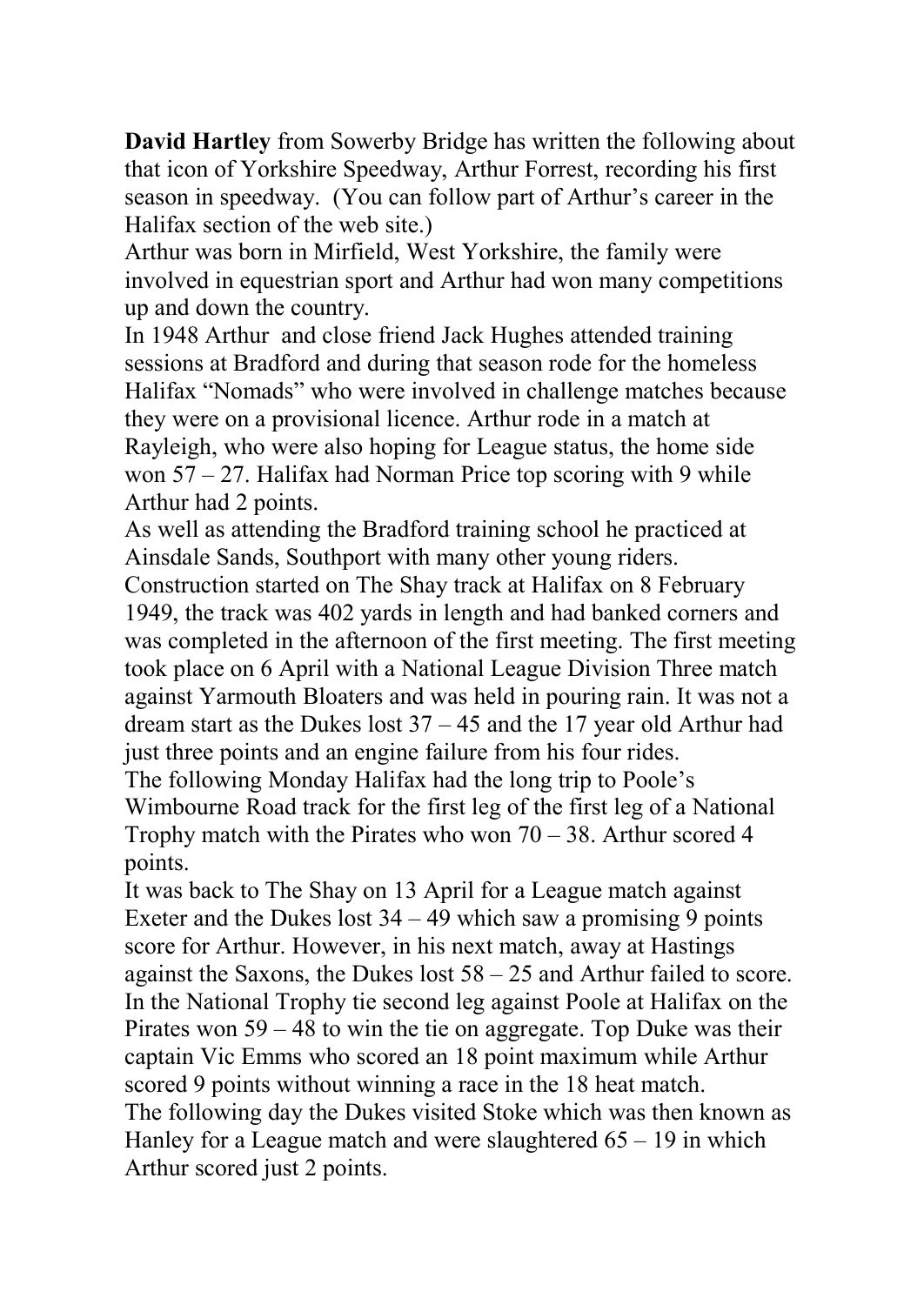**David Hartley** from Sowerby Bridge has written the following about that icon of Yorkshire Speedway, Arthur Forrest, recording his first season in speedway. (You can follow part of Arthur's career in the Halifax section of the web site.)

Arthur was born in Mirfield, West Yorkshire, the family were involved in equestrian sport and Arthur had won many competitions up and down the country.

In 1948 Arthur and close friend Jack Hughes attended training sessions at Bradford and during that season rode for the homeless Halifax "Nomads" who were involved in challenge matches because they were on a provisional licence. Arthur rode in a match at Rayleigh, who were also hoping for League status, the home side won 57 – 27. Halifax had Norman Price top scoring with 9 while Arthur had 2 points.

As well as attending the Bradford training school he practiced at Ainsdale Sands, Southport with many other young riders.

Construction started on The Shay track at Halifax on 8 February 1949, the track was 402 yards in length and had banked corners and was completed in the afternoon of the first meeting. The first meeting took place on 6 April with a National League Division Three match against Yarmouth Bloaters and was held in pouring rain. It was not a dream start as the Dukes lost 37 – 45 and the 17 year old Arthur had just three points and an engine failure from his four rides.

The following Monday Halifax had the long trip to Poole's Wimbourne Road track for the first leg of the first leg of a National Trophy match with the Pirates who won 70 – 38. Arthur scored 4 points.

It was back to The Shay on 13 April for a League match against Exeter and the Dukes lost 34 – 49 which saw a promising 9 points score for Arthur. However, in his next match, away at Hastings against the Saxons, the Dukes lost 58 – 25 and Arthur failed to score.

In the National Trophy tie second leg against Poole at Halifax on the Pirates won 59 – 48 to win the tie on aggregate. Top Duke was their captain Vic Emms who scored an 18 point maximum while Arthur scored 9 points without winning a race in the 18 heat match.

The following day the Dukes visited Stoke which was then known as Hanley for a League match and were slaughtered 65 – 19 in which Arthur scored just 2 points.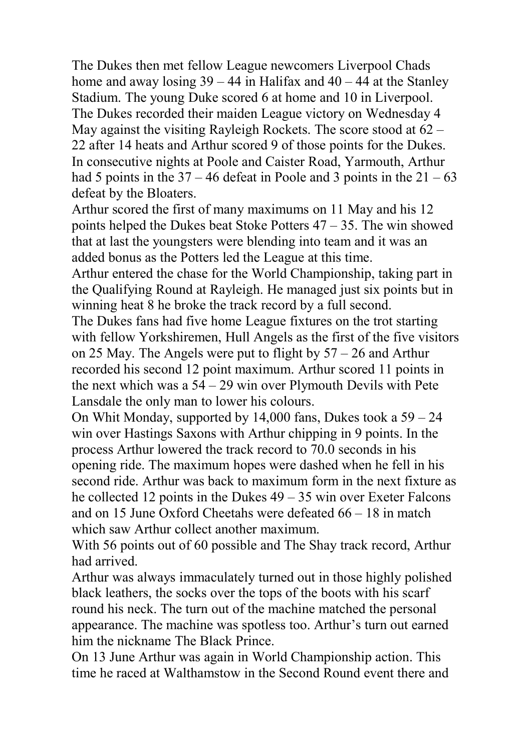The Dukes then met fellow League newcomers Liverpool Chads home and away losing 39 – 44 in Halifax and 40 – 44 at the Stanley Stadium. The young Duke scored 6 at home and 10 in Liverpool.
The Dukes recorded their maiden League victory on Wednesday 4 May against the visiting Rayleigh Rockets. The score stood at 62 – 22 after 14 heats and Arthur scored 9 of those points for the Dukes.
In consecutive nights at Poole and Caister Road, Yarmouth, Arthur had 5 points in the 37 – 46 defeat in Poole and 3 points in the 21 – 63 defeat by the Bloaters.
Arthur scored the first of many maximums on 11 May and his 12 points helped the Dukes beat Stoke Potters 47 – 35. The win showed that at last the youngsters were blending into team and it was an added bonus as the Potters led the League at this time.
Arthur entered the chase for the World Championship, taking part in the Qualifying Round at Rayleigh. He managed just six points but in winning heat 8 he broke the track record by a full second.
The Dukes fans had five home League fixtures on the trot starting with fellow Yorkshiremen, Hull Angels as the first of the five visitors on 25 May. The Angels were put to flight by 57 – 26 and Arthur recorded his second 12 point maximum. Arthur scored 11 points in the next which was a 54 – 29 win over Plymouth Devils with Pete Lansdale the only man to lower his colours.
On Whit Monday, supported by 14,000 fans, Dukes took a 59 – 24 win over Hastings Saxons with Arthur chipping in 9 points. In the process Arthur lowered the track record to 70.0 seconds in his opening ride. The maximum hopes were dashed when he fell in his second ride. Arthur was back to maximum form in the next fixture as he collected 12 points in the Dukes 49 – 35 win over Exeter Falcons and on 15 June Oxford Cheetahs were defeated 66 – 18 in match which saw Arthur collect another maximum.
With 56 points out of 60 possible and The Shay track record, Arthur had arrived.
Arthur was always immaculately turned out in those highly polished black leathers, the socks over the tops of the boots with his scarf round his neck. The turn out of the machine matched the personal appearance. The machine was spotless too. Arthur's turn out earned him the nickname The Black Prince.
On 13 June Arthur was again in World Championship action. This time he raced at Walthamstow in the Second Round event there and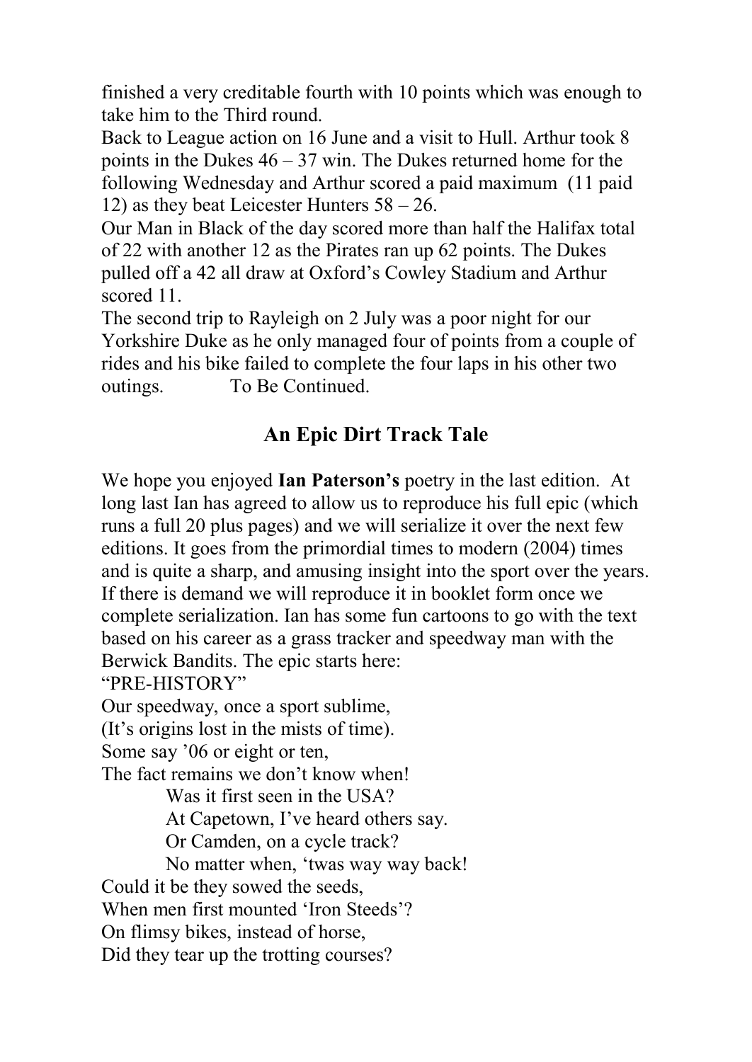finished a very creditable fourth with 10 points which was enough to take him to the Third round.

Back to League action on 16 June and a visit to Hull. Arthur took 8 points in the Dukes 46 – 37 win. The Dukes returned home for the following Wednesday and Arthur scored a paid maximum (11 paid 12) as they beat Leicester Hunters 58 – 26.

Our Man in Black of the day scored more than half the Halifax total of 22 with another 12 as the Pirates ran up 62 points. The Dukes pulled off a 42 all draw at Oxford's Cowley Stadium and Arthur scored 11.

The second trip to Rayleigh on 2 July was a poor night for our Yorkshire Duke as he only managed four of points from a couple of rides and his bike failed to complete the four laps in his other two outings. To Be Continued.

## An Epic Dirt Track Tale

We hope you enjoyed **Ian Paterson's** poetry in the last edition. At long last Ian has agreed to allow us to reproduce his full epic (which runs a full 20 plus pages) and we will serialize it over the next few editions. It goes from the primordial times to modern (2004) times and is quite a sharp, and amusing insight into the sport over the years. If there is demand we will reproduce it in booklet form once we complete serialization. Ian has some fun cartoons to go with the text based on his career as a grass tracker and speedway man with the Berwick Bandits. The epic starts here:

"PRE-HISTORY"

Our speedway, once a sport sublime,
(It's origins lost in the mists of time).
Some say '06 or eight or ten,
The fact remains we don't know when!

> Was it first seen in the USA?
> At Capetown, I've heard others say.
> Or Camden, on a cycle track?
> No matter when, 'twas way way back!

Could it be they sowed the seeds,
When men first mounted 'Iron Steeds'?
On flimsy bikes, instead of horse,
Did they tear up the trotting courses?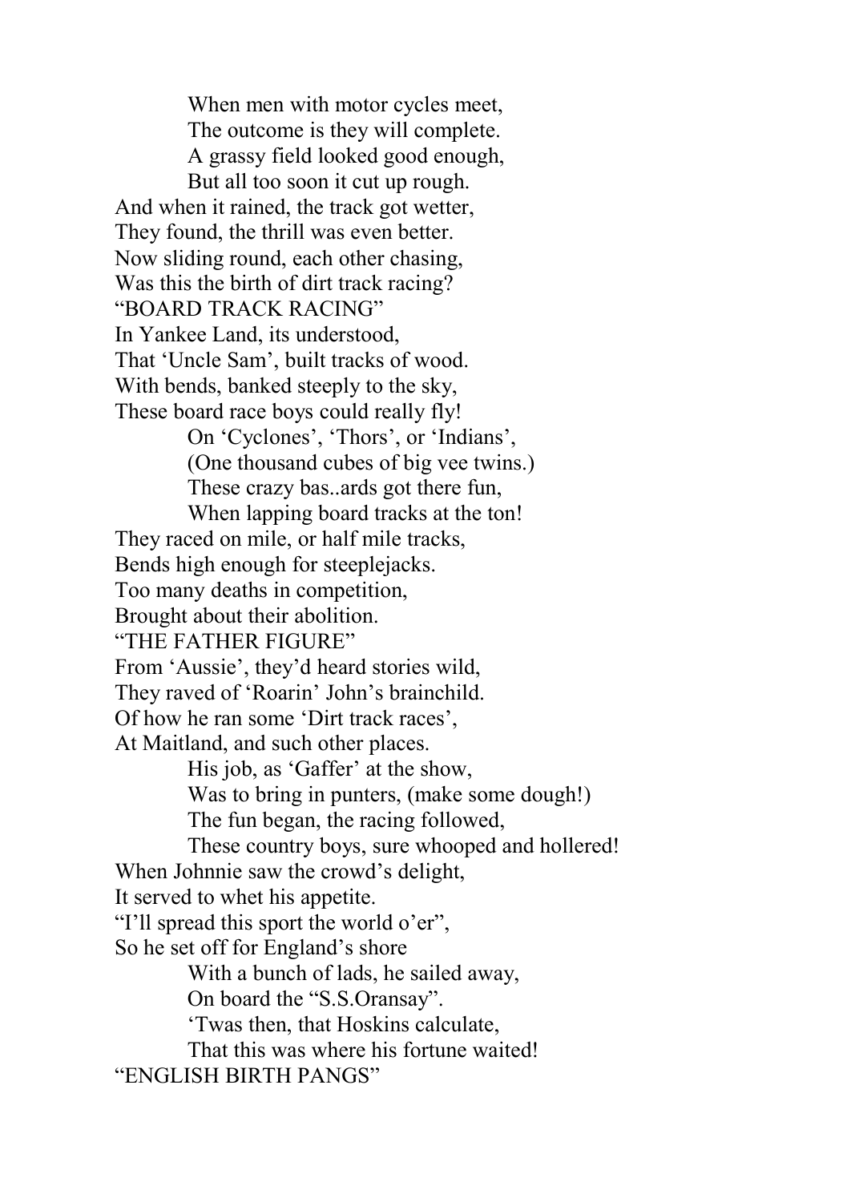When men with motor cycles meet,
The outcome is they will complete.
A grassy field looked good enough,
But all too soon it cut up rough.

And when it rained, the track got wetter,
They found, the thrill was even better.
Now sliding round, each other chasing,
Was this the birth of dirt track racing?

"BOARD TRACK RACING"

In Yankee Land, its understood,
That 'Uncle Sam', built tracks of wood.
With bends, banked steeply to the sky,
These board race boys could really fly!

On 'Cyclones', 'Thors', or 'Indians',
(One thousand cubes of big vee twins.)
These crazy bas..ards got there fun,
When lapping board tracks at the ton!

They raced on mile, or half mile tracks,
Bends high enough for steeplejacks.
Too many deaths in competition,
Brought about their abolition.

"THE FATHER FIGURE"

From 'Aussie', they'd heard stories wild,
They raved of 'Roarin' John's brainchild.
Of how he ran some 'Dirt track races',
At Maitland, and such other places.

His job, as 'Gaffer' at the show,
Was to bring in punters, (make some dough!)
The fun began, the racing followed,
These country boys, sure whooped and hollered!

When Johnnie saw the crowd's delight,
It served to whet his appetite.
"I'll spread this sport the world o'er",
So he set off for England's shore

With a bunch of lads, he sailed away,
On board the "S.S.Oransay".
'Twas then, that Hoskins calculate,
That this was where his fortune waited!

"ENGLISH BIRTH PANGS"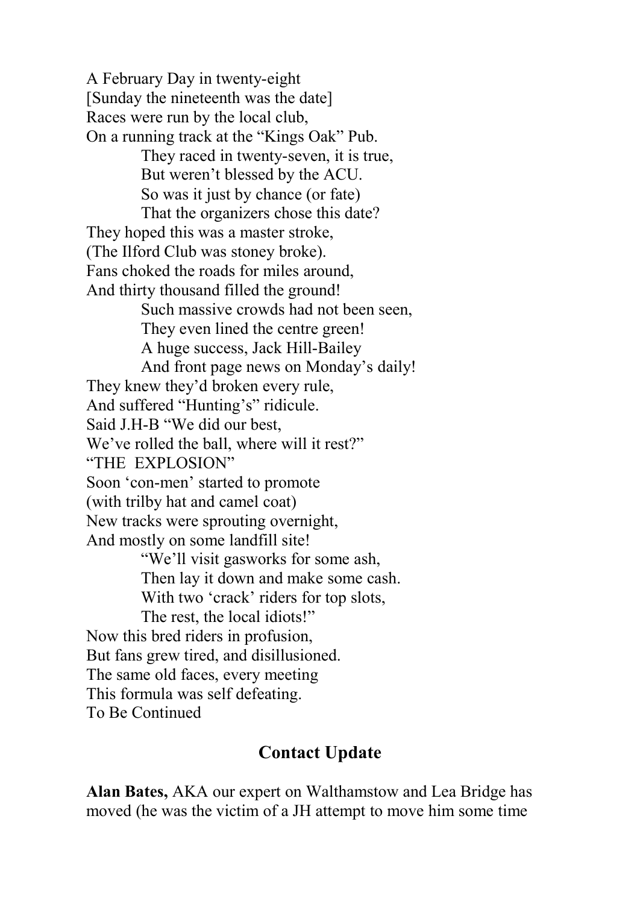A February Day in twenty-eight
[Sunday the nineteenth was the date]
Races were run by the local club,
On a running track at the "Kings Oak" Pub.

> They raced in twenty-seven, it is true,
> But weren't blessed by the ACU.
> So was it just by chance (or fate)
> That the organizers chose this date?

They hoped this was a master stroke,
(The Ilford Club was stoney broke).
Fans choked the roads for miles around,
And thirty thousand filled the ground!

> Such massive crowds had not been seen,
> They even lined the centre green!
> A huge success, Jack Hill-Bailey
> And front page news on Monday's daily!

They knew they'd broken every rule,
And suffered "Hunting's" ridicule.
Said J.H-B "We did our best,
We've rolled the ball, where will it rest?"

"THE EXPLOSION"

Soon 'con-men' started to promote
(with trilby hat and camel coat)
New tracks were sprouting overnight,
And mostly on some landfill site!

> "We'll visit gasworks for some ash,
> Then lay it down and make some cash.
> With two 'crack' riders for top slots,
> The rest, the local idiots!"

Now this bred riders in profusion,
But fans grew tired, and disillusioned.
The same old faces, every meeting
This formula was self defeating.

To Be Continued

## Contact Update

**Alan Bates,** AKA our expert on Walthamstow and Lea Bridge has moved (he was the victim of a JH attempt to move him some time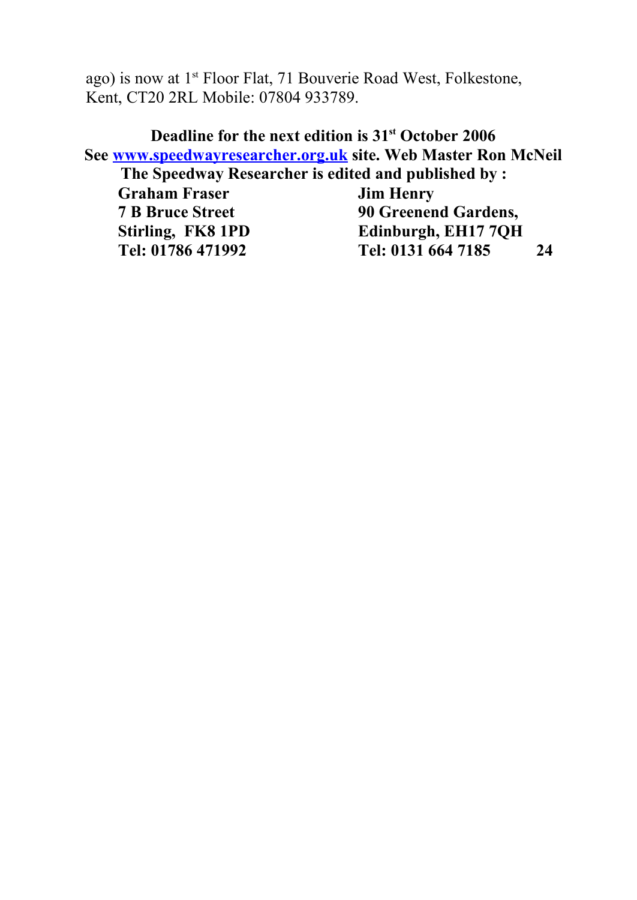ago) is now at 1st Floor Flat, 71 Bouverie Road West, Folkestone, Kent, CT20 2RL Mobile: 07804 933789.

**Deadline for the next edition is 31st October 2006**

**See [www.speedwayresearcher.org.uk](http://www.speedwayresearcher.org.uk) site. Web Master Ron McNeil**

**The Speedway Researcher is edited and published by :**

| | |
|---|---|
| **Graham Fraser** | **Jim Henry** |
| **7 B Bruce Street** | **90 Greenend Gardens,** |
| **Stirling, FK8 1PD** | **Edinburgh, EH17 7QH** |
| **Tel: 01786 471992** | **Tel: 0131 664 7185** |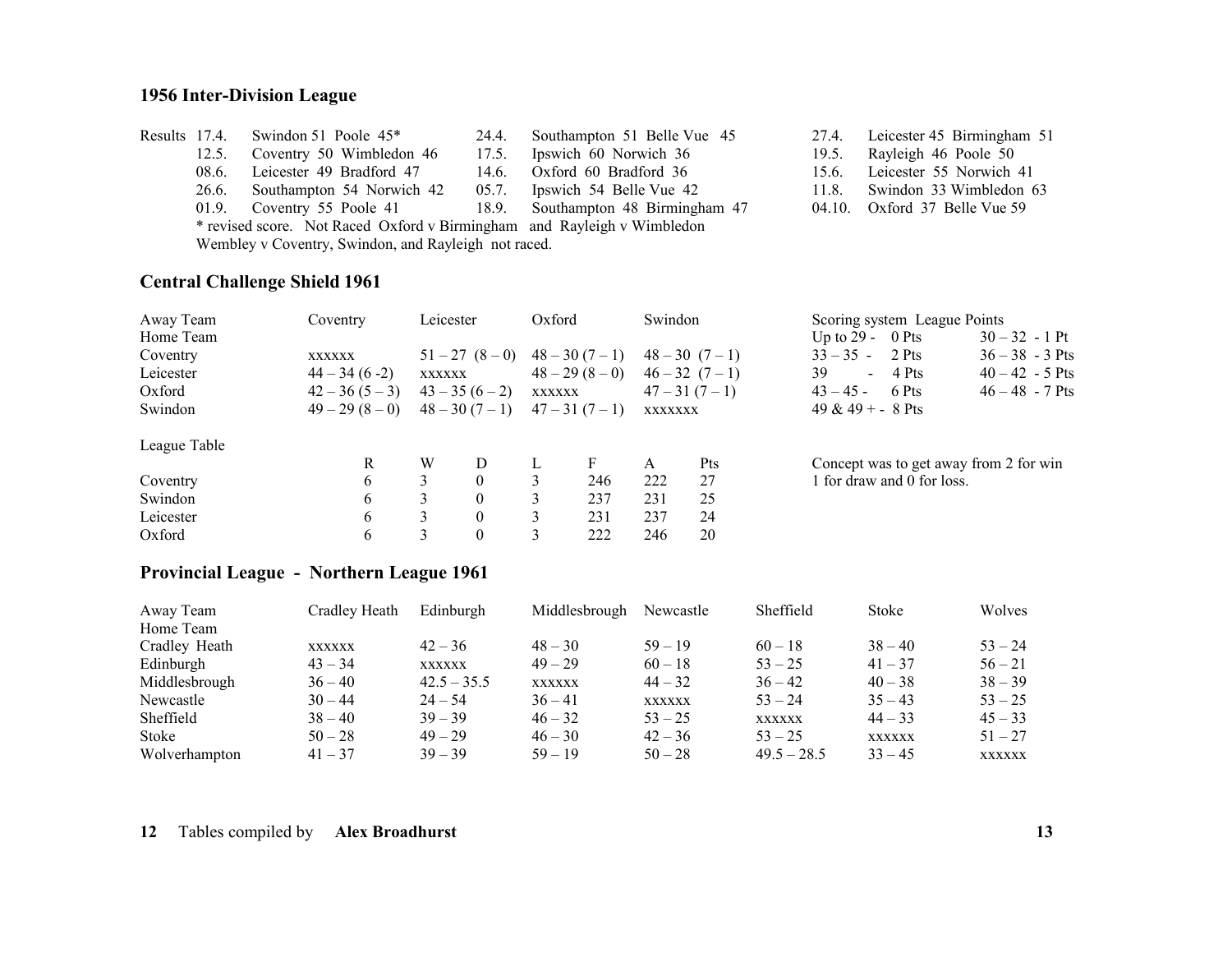### 1956 Inter-Division League

| | | | | | |
|---|---|---|---|---|---|
| Results 17.4. | Swindon 51 Poole 45* | 24.4. | Southampton 51 Belle Vue 45 | 27.4. | Leicester 45 Birmingham 51 |
| 12.5. | Coventry 50 Wimbledon 46 | 17.5. | Ipswich 60 Norwich 36 | 19.5. | Rayleigh 46 Poole 50 |
| 08.6. | Leicester 49 Bradford 47 | 14.6. | Oxford 60 Bradford 36 | 15.6. | Leicester 55 Norwich 41 |
| 26.6. | Southampton 54 Norwich 42 | 05.7. | Ipswich 54 Belle Vue 42 | 11.8. | Swindon 33 Wimbledon 63 |
| 01.9. | Coventry 55 Poole 41 | 18.9. | Southampton 48 Birmingham 47 | 04.10. | Oxford 37 Belle Vue 59 |

\* revised score. Not Raced Oxford v Birmingham and Rayleigh v Wimbledon
Wembley v Coventry, Swindon, and Rayleigh not raced.

### Central Challenge Shield 1961

| Away Team / Home Team | Coventry | Leicester | Oxford | Swindon |
|---|---|---|---|---|
| Coventry | xxxxxx | 51 – 27 (8 – 0) | 48 – 30 (7 – 1) | 48 – 30 (7 – 1) |
| Leicester | 44 – 34 (6 -2) | xxxxxx | 48 – 29 (8 – 0) | 46 – 32 (7 – 1) |
| Oxford | 42 – 36 (5 – 3) | 43 – 35 (6 – 2) | xxxxxx | 47 – 31 (7 – 1) |
| Swindon | 49 – 29 (8 – 0) | 48 – 30 (7 – 1) | 47 – 31 (7 – 1) | xxxxxxx |

Scoring system League Points

| | | | |
|---|---|---|---|
| Up to 29 - | 0 Pts | 30 – 32 | - 1 Pt |
| 33 – 35 - | 2 Pts | 36 – 38 | - 3 Pts |
| 39 - | 4 Pts | 40 – 42 | - 5 Pts |
| 43 – 45 - | 6 Pts | 46 – 48 | - 7 Pts |
| 49 & 49 + - | 8 Pts | | |

League Table

| | R | W | D | L | F | A | Pts |
|---|---|---|---|---|---|---|---|
| Coventry | 6 | 3 | 0 | 3 | 246 | 222 | 27 |
| Swindon | 6 | 3 | 0 | 3 | 237 | 231 | 25 |
| Leicester | 6 | 3 | 0 | 3 | 231 | 237 | 24 |
| Oxford | 6 | 3 | 0 | 3 | 222 | 246 | 20 |

Concept was to get away from 2 for win 1 for draw and 0 for loss.

### Provincial League - Northern League 1961

| Away Team / Home Team | Cradley Heath | Edinburgh | Middlesbrough | Newcastle | Sheffield | Stoke | Wolves |
|---|---|---|---|---|---|---|---|
| Cradley Heath | xxxxxx | 42 – 36 | 48 – 30 | 59 – 19 | 60 – 18 | 38 – 40 | 53 – 24 |
| Edinburgh | 43 – 34 | xxxxxx | 49 – 29 | 60 – 18 | 53 – 25 | 41 – 37 | 56 – 21 |
| Middlesbrough | 36 – 40 | 42.5 – 35.5 | xxxxxx | 44 – 32 | 36 – 42 | 40 – 38 | 38 – 39 |
| Newcastle | 30 – 44 | 24 – 54 | 36 – 41 | xxxxxx | 53 – 24 | 35 – 43 | 53 – 25 |
| Sheffield | 38 – 40 | 39 – 39 | 46 – 32 | 53 – 25 | xxxxxx | 44 – 33 | 45 – 33 |
| Stoke | 50 – 28 | 49 – 29 | 46 – 30 | 42 – 36 | 53 – 25 | xxxxxx | 51 – 27 |
| Wolverhampton | 41 – 37 | 39 – 39 | 59 – 19 | 50 – 28 | 49.5 – 28.5 | 33 – 45 | xxxxxx |

Tables compiled by **Alex Broadhurst**